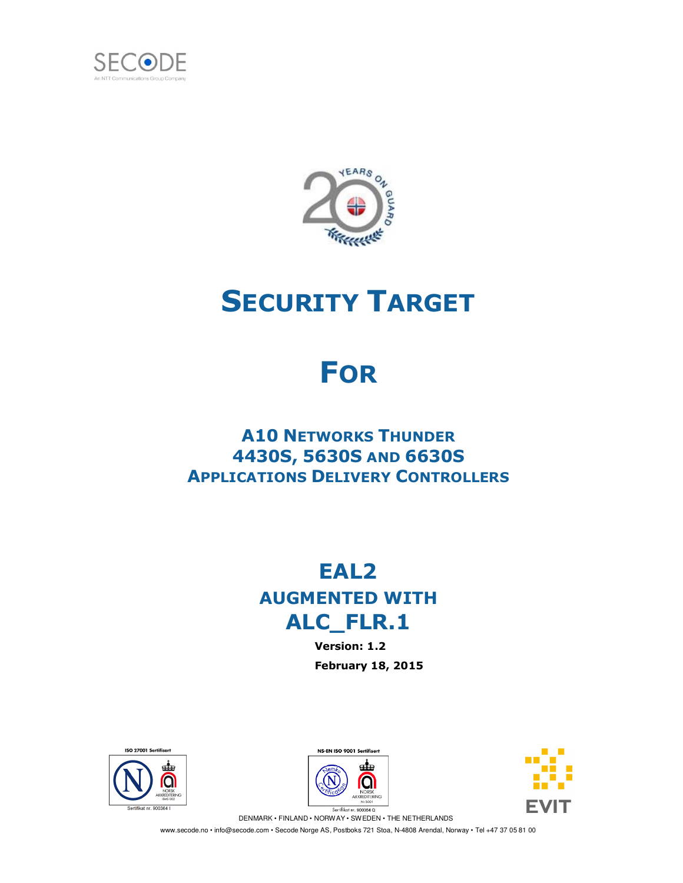SECODE

An NTT Communications Group Company

# SECURITY TARGET

# FOR

## A10 NETWORKS THUNDER 4430S, 5630S AND 6630S APPLICATIONS DELIVERY CONTROLLERS

## EAL2 AUGMENTED WITH ALC_FLR.1

**Version: 1.2**

**February 18, 2015**

ISO 27001 Sertifisert — Sertifikat nr. 900364 I

NS-EN ISO 9001 Sertifisert — Sertifikat nr. 900364 Q

DENMARK • FINLAND • NORWAY • SWEDEN • THE NETHERLANDS

www.secode.no • info@secode.com • Secode Norge AS, Postboks 721 Stoa, N-4808 Arendal, Norway • Tel +47 37 05 81 00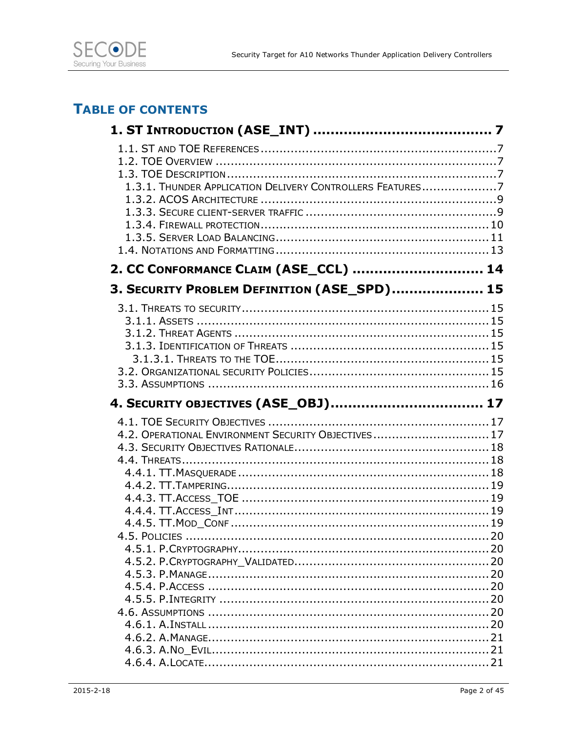## Table of Contents

**1. ST Introduction (ASE_INT) ........................................ 7**

- 1.1. ST and TOE References ........................................ 7
- 1.2. TOE Overview ........................................ 7
- 1.3. TOE Description ........................................ 7
  - 1.3.1. Thunder Application Delivery Controllers Features ........................................ 7
  - 1.3.2. ACOS Architecture ........................................ 9
  - 1.3.3. Secure client-server traffic ........................................ 9
  - 1.3.4. Firewall protection ........................................ 10
  - 1.3.5. Server Load Balancing ........................................ 11
- 1.4. Notations and Formatting ........................................ 13

**2. CC Conformance Claim (ASE_CCL) ........................................ 14**

**3. Security Problem Definition (ASE_SPD) ........................................ 15**

- 3.1. Threats to security ........................................ 15
  - 3.1.1. Assets ........................................ 15
  - 3.1.2. Threat Agents ........................................ 15
  - 3.1.3. Identification of Threats ........................................ 15
    - 3.1.3.1. Threats to the TOE ........................................ 15
- 3.2. Organizational security Policies ........................................ 15
- 3.3. Assumptions ........................................ 16

**4. Security objectives (ASE_OBJ) ........................................ 17**

- 4.1. TOE Security Objectives ........................................ 17
- 4.2. Operational Environment Security Objectives ........................................ 17
- 4.3. Security Objectives Rationale ........................................ 18
- 4.4. Threats ........................................ 18
  - 4.4.1. TT.Masquerade ........................................ 18
  - 4.4.2. TT.Tampering ........................................ 19
  - 4.4.3. TT.Access_TOE ........................................ 19
  - 4.4.4. TT.Access_Int ........................................ 19
  - 4.4.5. TT.Mod_Conf ........................................ 19
- 4.5. Policies ........................................ 20
  - 4.5.1. P.Cryptography ........................................ 20
  - 4.5.2. P.Cryptography_Validated ........................................ 20
  - 4.5.3. P.Manage ........................................ 20
  - 4.5.4. P.Access ........................................ 20
  - 4.5.5. P.Integrity ........................................ 20
- 4.6. Assumptions ........................................ 20
  - 4.6.1. A.Install ........................................ 20
  - 4.6.2. A.Manage ........................................ 21
  - 4.6.3. A.No_Evil ........................................ 21
  - 4.6.4. A.Locate ........................................ 21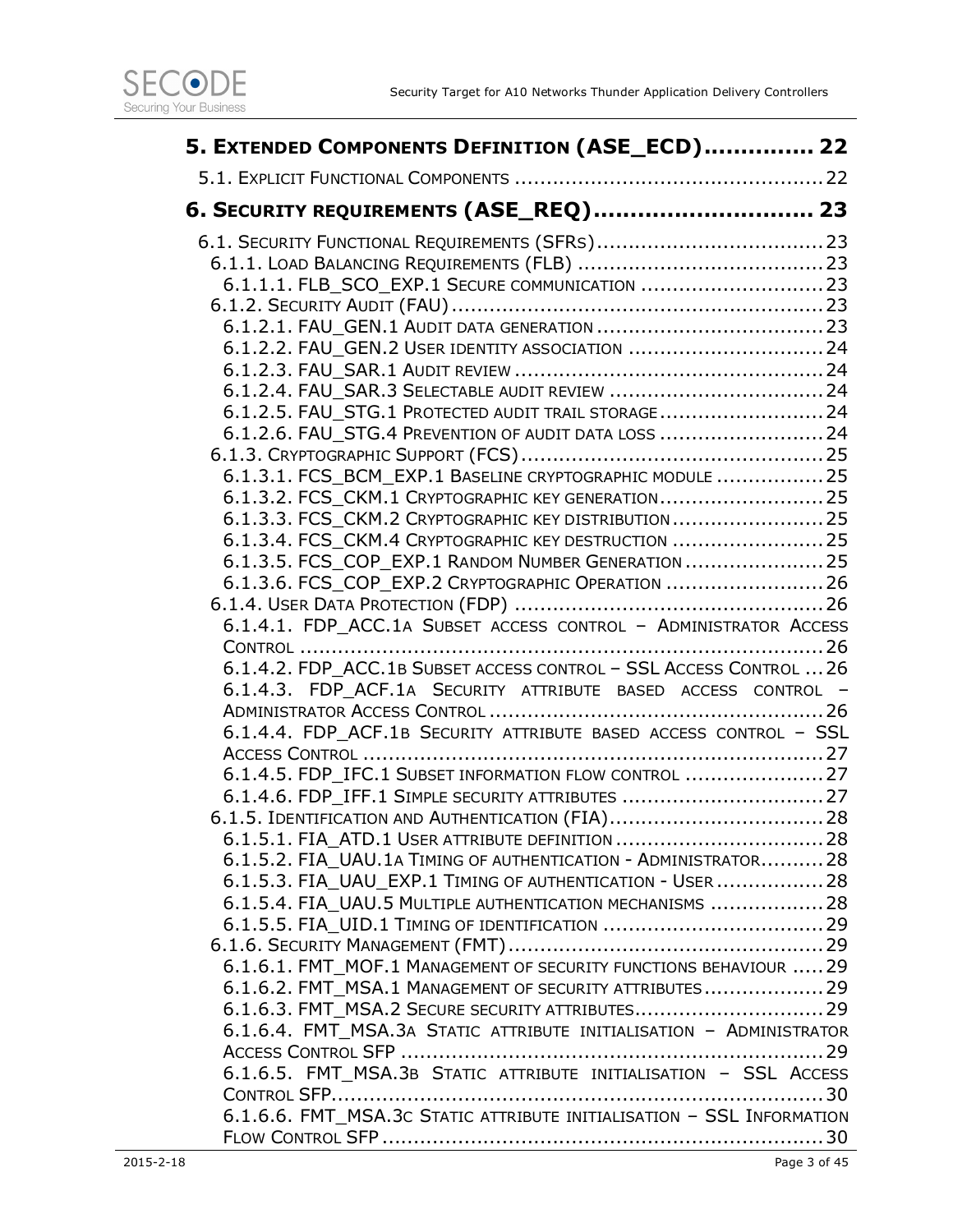**5. EXTENDED COMPONENTS DEFINITION (ASE_ECD)............... 22**

5.1. EXPLICIT FUNCTIONAL COMPONENTS ................................................. 22

**6. SECURITY REQUIREMENTS (ASE_REQ)............................ 23**

6.1. SECURITY FUNCTIONAL REQUIREMENTS (SFRS)................................... 23
6.1.1. LOAD BALANCING REQUIREMENTS (FLB) ....................................... 23
6.1.1.1. FLB_SCO_EXP.1 SECURE COMMUNICATION ............................. 23
6.1.2. SECURITY AUDIT (FAU).......................................................... 23
6.1.2.1. FAU_GEN.1 AUDIT DATA GENERATION .................................... 23
6.1.2.2. FAU_GEN.2 USER IDENTITY ASSOCIATION ............................... 24
6.1.2.3. FAU_SAR.1 AUDIT REVIEW ................................................. 24
6.1.2.4. FAU_SAR.3 SELECTABLE AUDIT REVIEW .................................. 24
6.1.2.5. FAU_STG.1 PROTECTED AUDIT TRAIL STORAGE.......................... 24
6.1.2.6. FAU_STG.4 PREVENTION OF AUDIT DATA LOSS .......................... 24
6.1.3. CRYPTOGRAPHIC SUPPORT (FCS)................................................ 25
6.1.3.1. FCS_BCM_EXP.1 BASELINE CRYPTOGRAPHIC MODULE ................. 25
6.1.3.2. FCS_CKM.1 CRYPTOGRAPHIC KEY GENERATION.......................... 25
6.1.3.3. FCS_CKM.2 CRYPTOGRAPHIC KEY DISTRIBUTION ........................ 25
6.1.3.4. FCS_CKM.4 CRYPTOGRAPHIC KEY DESTRUCTION ........................ 25
6.1.3.5. FCS_COP_EXP.1 RANDOM NUMBER GENERATION ...................... 25
6.1.3.6. FCS_COP_EXP.2 CRYPTOGRAPHIC OPERATION ......................... 26
6.1.4. USER DATA PROTECTION (FDP) ................................................ 26
6.1.4.1. FDP_ACC.1A SUBSET ACCESS CONTROL – ADMINISTRATOR ACCESS CONTROL ................................................................................. 26
6.1.4.2. FDP_ACC.1B SUBSET ACCESS CONTROL – SSL ACCESS CONTROL ... 26
6.1.4.3. FDP_ACF.1A SECURITY ATTRIBUTE BASED ACCESS CONTROL – ADMINISTRATOR ACCESS CONTROL .................................................... 26
6.1.4.4. FDP_ACF.1B SECURITY ATTRIBUTE BASED ACCESS CONTROL – SSL ACCESS CONTROL ........................................................................ 27
6.1.4.5. FDP_IFC.1 SUBSET INFORMATION FLOW CONTROL ...................... 27
6.1.4.6. FDP_IFF.1 SIMPLE SECURITY ATTRIBUTES ............................... 27
6.1.5. IDENTIFICATION AND AUTHENTICATION (FIA)................................. 28
6.1.5.1. FIA_ATD.1 USER ATTRIBUTE DEFINITION ................................. 28
6.1.5.2. FIA_UAU.1A TIMING OF AUTHENTICATION - ADMINISTRATOR.......... 28
6.1.5.3. FIA_UAU_EXP.1 TIMING OF AUTHENTICATION - USER ................. 28
6.1.5.4. FIA_UAU.5 MULTIPLE AUTHENTICATION MECHANISMS .................. 28
6.1.5.5. FIA_UID.1 TIMING OF IDENTIFICATION .................................. 29
6.1.6. SECURITY MANAGEMENT (FMT)................................................. 29
6.1.6.1. FMT_MOF.1 MANAGEMENT OF SECURITY FUNCTIONS BEHAVIOUR ..... 29
6.1.6.2. FMT_MSA.1 MANAGEMENT OF SECURITY ATTRIBUTES................... 29
6.1.6.3. FMT_MSA.2 SECURE SECURITY ATTRIBUTES.............................. 29
6.1.6.4. FMT_MSA.3A STATIC ATTRIBUTE INITIALISATION – ADMINISTRATOR ACCESS CONTROL SFP ................................................................. 29
6.1.6.5. FMT_MSA.3B STATIC ATTRIBUTE INITIALISATION – SSL ACCESS CONTROL SFP............................................................................ 30
6.1.6.6. FMT_MSA.3C STATIC ATTRIBUTE INITIALISATION – SSL INFORMATION FLOW CONTROL SFP ..................................................................... 30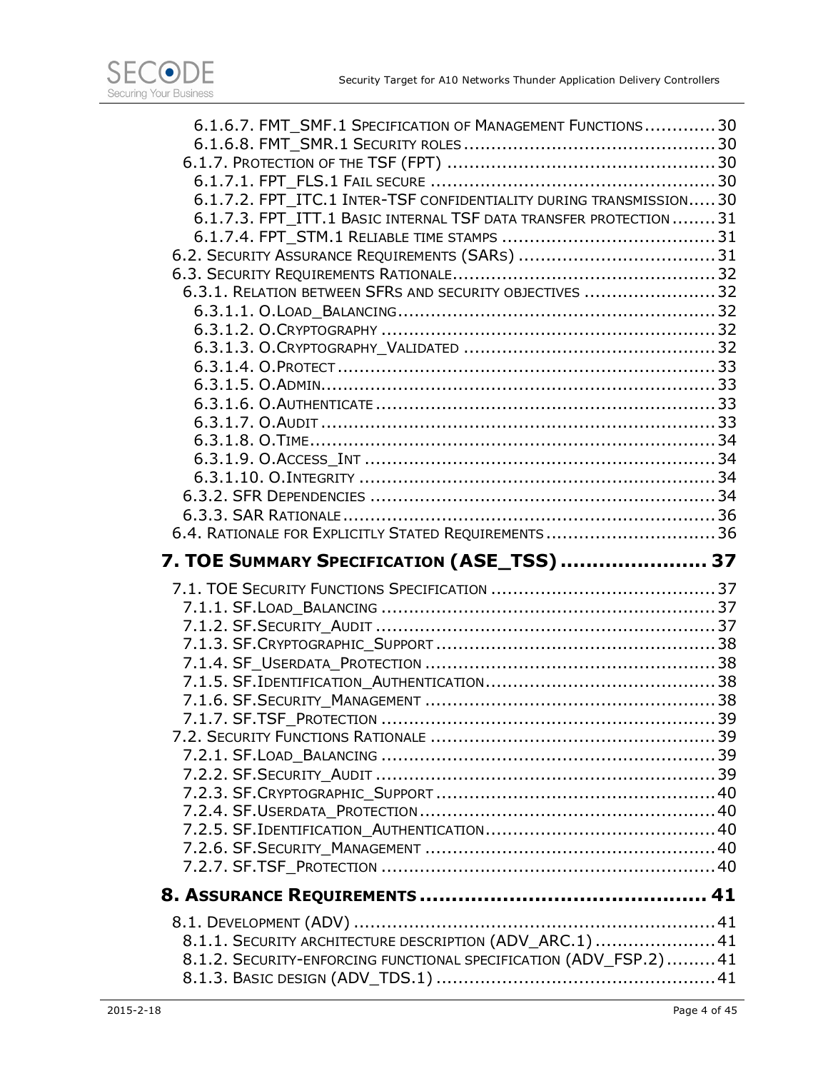6.1.6.7. FMT_SMF.1 Specification of Management Functions ............ 30
6.1.6.8. FMT_SMR.1 Security roles ............................................ 30
6.1.7. Protection of the TSF (FPT) ................................................ 30
6.1.7.1. FPT_FLS.1 Fail secure .................................................. 30
6.1.7.2. FPT_ITC.1 Inter-TSF confidentiality during transmission ..... 30
6.1.7.3. FPT_ITT.1 Basic internal TSF data transfer protection ........ 31
6.1.7.4. FPT_STM.1 Reliable time stamps ...................................... 31
6.2. Security Assurance Requirements (SARs) ................................... 31
6.3. Security Requirements Rationale ............................................... 32
6.3.1. Relation between SFRs and security objectives ....................... 32
6.3.1.1. O.Load_Balancing ......................................................... 32
6.3.1.2. O.Cryptography ............................................................ 32
6.3.1.3. O.Cryptography_Validated ............................................. 32
6.3.1.4. O.Protect ..................................................................... 33
6.3.1.5. O.Admin ....................................................................... 33
6.3.1.6. O.Authenticate ............................................................. 33
6.3.1.7. O.Audit ........................................................................ 33
6.3.1.8. O.Time ......................................................................... 34
6.3.1.9. O.Access_Int ................................................................ 34
6.3.1.10. O.Integrity ................................................................. 34
6.3.2. SFR Dependencies .............................................................. 34
6.3.3. SAR Rationale ................................................................... 36
6.4. Rationale for Explicitly Stated Requirements .............................. 36

**7. TOE Summary Specification (ASE_TSS) ...................... 37**

7.1. TOE Security Functions Specification ........................................ 37
7.1.1. SF.Load_Balancing ............................................................. 37
7.1.2. SF.Security_Audit .............................................................. 37
7.1.3. SF.Cryptographic_Support ................................................... 38
7.1.4. SF_Userdata_Protection ...................................................... 38
7.1.5. SF.Identification_Authentication .......................................... 38
7.1.6. SF.Security_Management .................................................... 38
7.1.7. SF.TSF_Protection ............................................................. 39
7.2. Security Functions Rationale .................................................... 39
7.2.1. SF.Load_Balancing ............................................................. 39
7.2.2. SF.Security_Audit .............................................................. 39
7.2.3. SF.Cryptographic_Support ................................................... 40
7.2.4. SF.Userdata_Protection ...................................................... 40
7.2.5. SF.Identification_Authentication .......................................... 40
7.2.6. SF.Security_Management .................................................... 40
7.2.7. SF.TSF_Protection ............................................................. 40

**8. Assurance Requirements ............................................ 41**

8.1. Development (ADV) ................................................................. 41
8.1.1. Security architecture description (ADV_ARC.1) ...................... 41
8.1.2. Security-enforcing functional specification (ADV_FSP.2) ......... 41
8.1.3. Basic design (ADV_TDS.1) ................................................... 41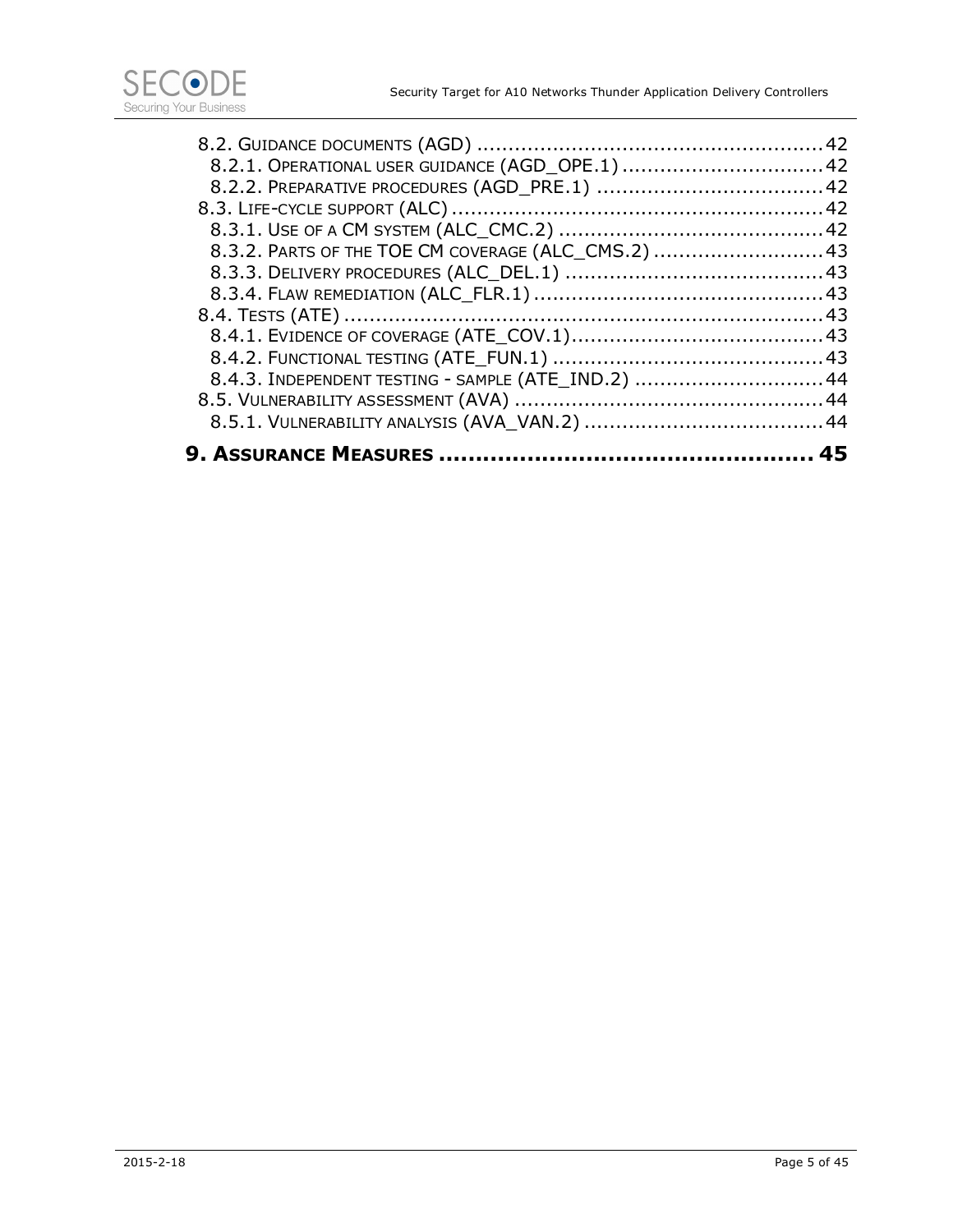8.2. Guidance documents (AGD) ....................................................... 42
  8.2.1. Operational user guidance (AGD_OPE.1) ................................ 42
  8.2.2. Preparative procedures (AGD_PRE.1) .................................... 42
8.3. Life-cycle support (ALC) ........................................................... 42
  8.3.1. Use of a CM system (ALC_CMC.2) .......................................... 42
  8.3.2. Parts of the TOE CM coverage (ALC_CMS.2) ........................... 43
  8.3.3. Delivery procedures (ALC_DEL.1) ......................................... 43
  8.3.4. Flaw remediation (ALC_FLR.1) ............................................. 43
8.4. Tests (ATE) ............................................................................ 43
  8.4.1. Evidence of coverage (ATE_COV.1)........................................ 43
  8.4.2. Functional testing (ATE_FUN.1) ........................................... 43
  8.4.3. Independent testing - sample (ATE_IND.2) ............................. 44
8.5. Vulnerability assessment (AVA) ................................................. 44
  8.5.1. Vulnerability analysis (AVA_VAN.2) ...................................... 44

**9. Assurance Measures .................................................. 45**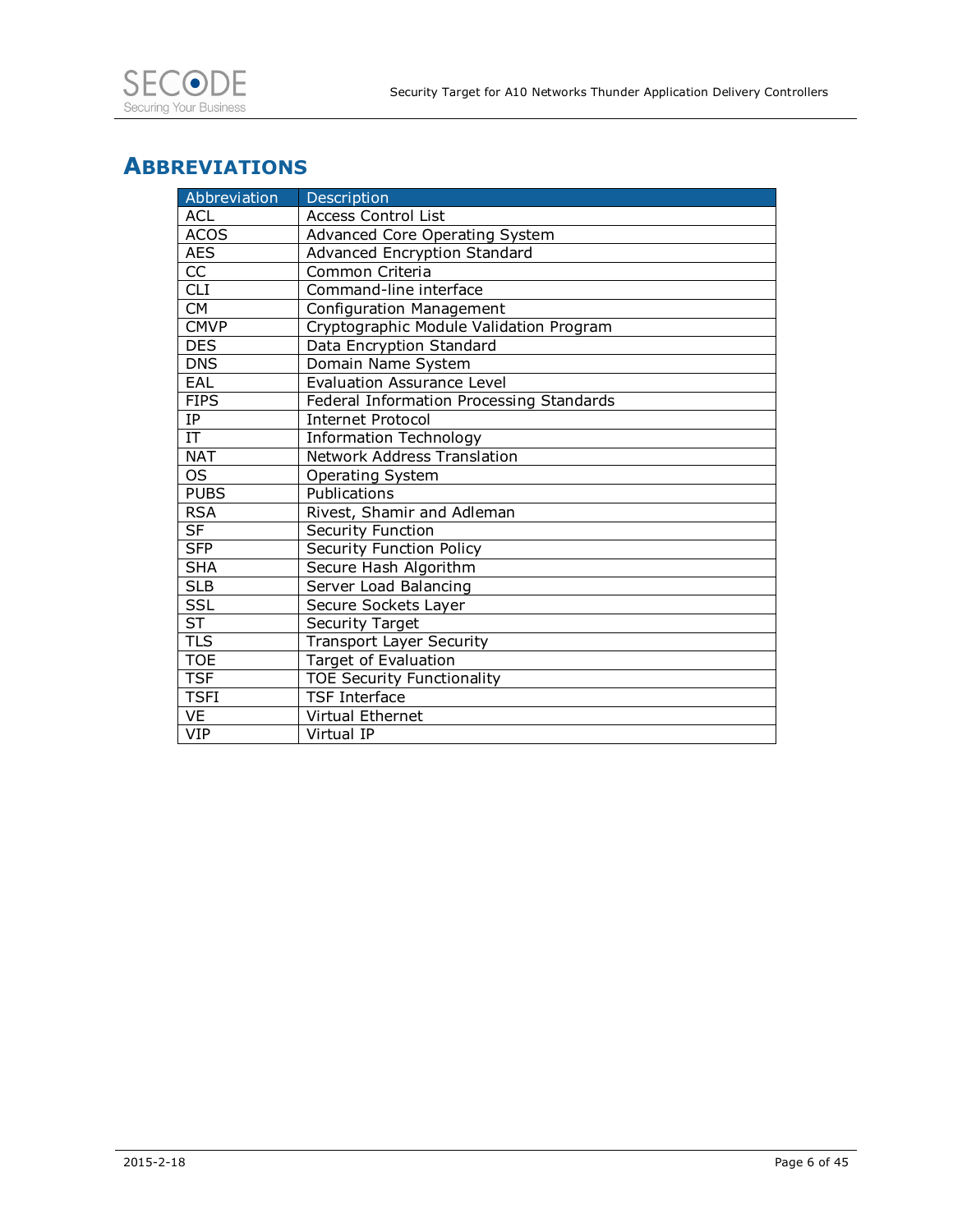## Abbreviations

| Abbreviation | Description |
|---|---|
| ACL | Access Control List |
| ACOS | Advanced Core Operating System |
| AES | Advanced Encryption Standard |
| CC | Common Criteria |
| CLI | Command-line interface |
| CM | Configuration Management |
| CMVP | Cryptographic Module Validation Program |
| DES | Data Encryption Standard |
| DNS | Domain Name System |
| EAL | Evaluation Assurance Level |
| FIPS | Federal Information Processing Standards |
| IP | Internet Protocol |
| IT | Information Technology |
| NAT | Network Address Translation |
| OS | Operating System |
| PUBS | Publications |
| RSA | Rivest, Shamir and Adleman |
| SF | Security Function |
| SFP | Security Function Policy |
| SHA | Secure Hash Algorithm |
| SLB | Server Load Balancing |
| SSL | Secure Sockets Layer |
| ST | Security Target |
| TLS | Transport Layer Security |
| TOE | Target of Evaluation |
| TSF | TOE Security Functionality |
| TSFI | TSF Interface |
| VE | Virtual Ethernet |
| VIP | Virtual IP |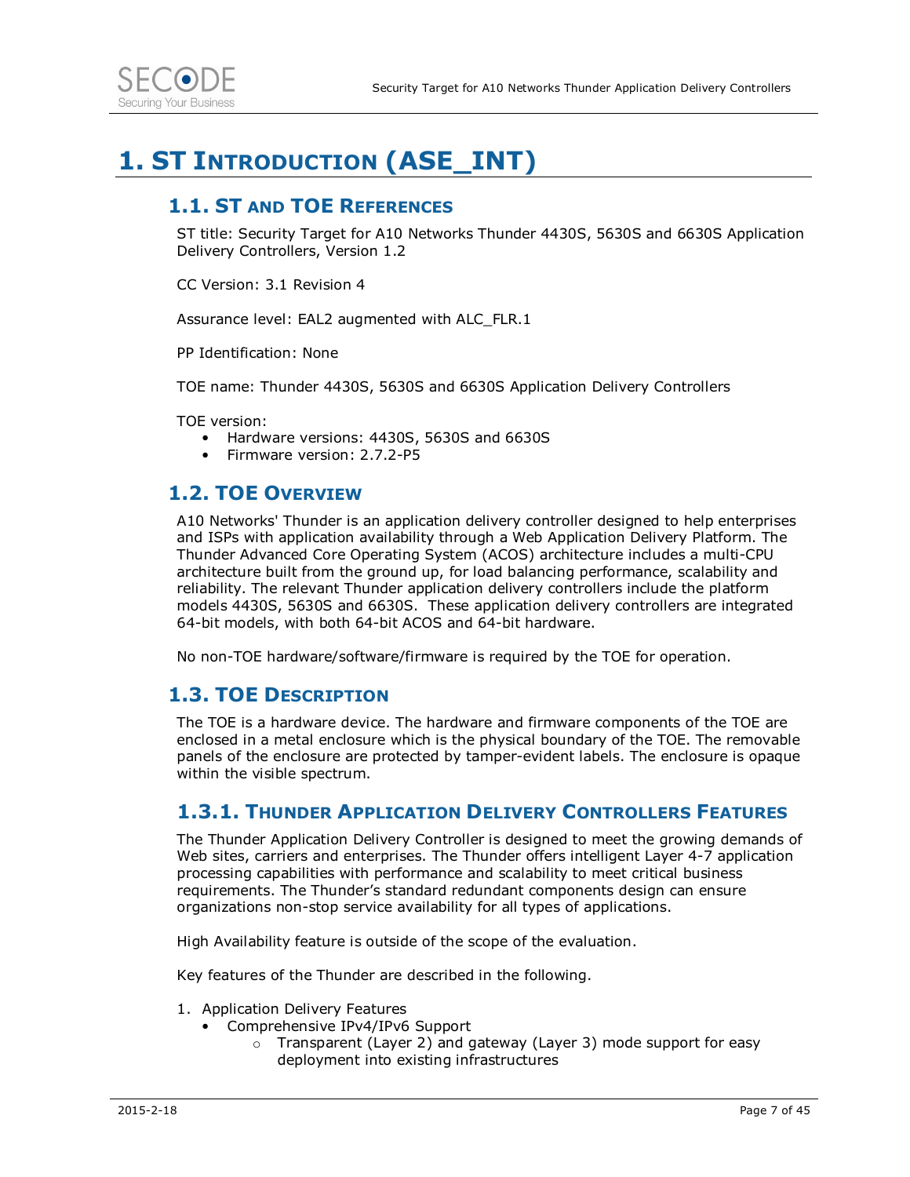# 1. ST Introduction (ASE_INT)

## 1.1. ST and TOE References

ST title: Security Target for A10 Networks Thunder 4430S, 5630S and 6630S Application Delivery Controllers, Version 1.2

CC Version: 3.1 Revision 4

Assurance level: EAL2 augmented with ALC_FLR.1

PP Identification: None

TOE name: Thunder 4430S, 5630S and 6630S Application Delivery Controllers

TOE version:

- Hardware versions: 4430S, 5630S and 6630S
- Firmware version: 2.7.2-P5

## 1.2. TOE Overview

A10 Networks' Thunder is an application delivery controller designed to help enterprises and ISPs with application availability through a Web Application Delivery Platform. The Thunder Advanced Core Operating System (ACOS) architecture includes a multi-CPU architecture built from the ground up, for load balancing performance, scalability and reliability. The relevant Thunder application delivery controllers include the platform models 4430S, 5630S and 6630S. These application delivery controllers are integrated 64-bit models, with both 64-bit ACOS and 64-bit hardware.

No non-TOE hardware/software/firmware is required by the TOE for operation.

## 1.3. TOE Description

The TOE is a hardware device. The hardware and firmware components of the TOE are enclosed in a metal enclosure which is the physical boundary of the TOE. The removable panels of the enclosure are protected by tamper-evident labels. The enclosure is opaque within the visible spectrum.

### 1.3.1. Thunder Application Delivery Controllers Features

The Thunder Application Delivery Controller is designed to meet the growing demands of Web sites, carriers and enterprises. The Thunder offers intelligent Layer 4-7 application processing capabilities with performance and scalability to meet critical business requirements. The Thunder's standard redundant components design can ensure organizations non-stop service availability for all types of applications.

High Availability feature is outside of the scope of the evaluation.

Key features of the Thunder are described in the following.

1. Application Delivery Features
   - Comprehensive IPv4/IPv6 Support
     - Transparent (Layer 2) and gateway (Layer 3) mode support for easy deployment into existing infrastructures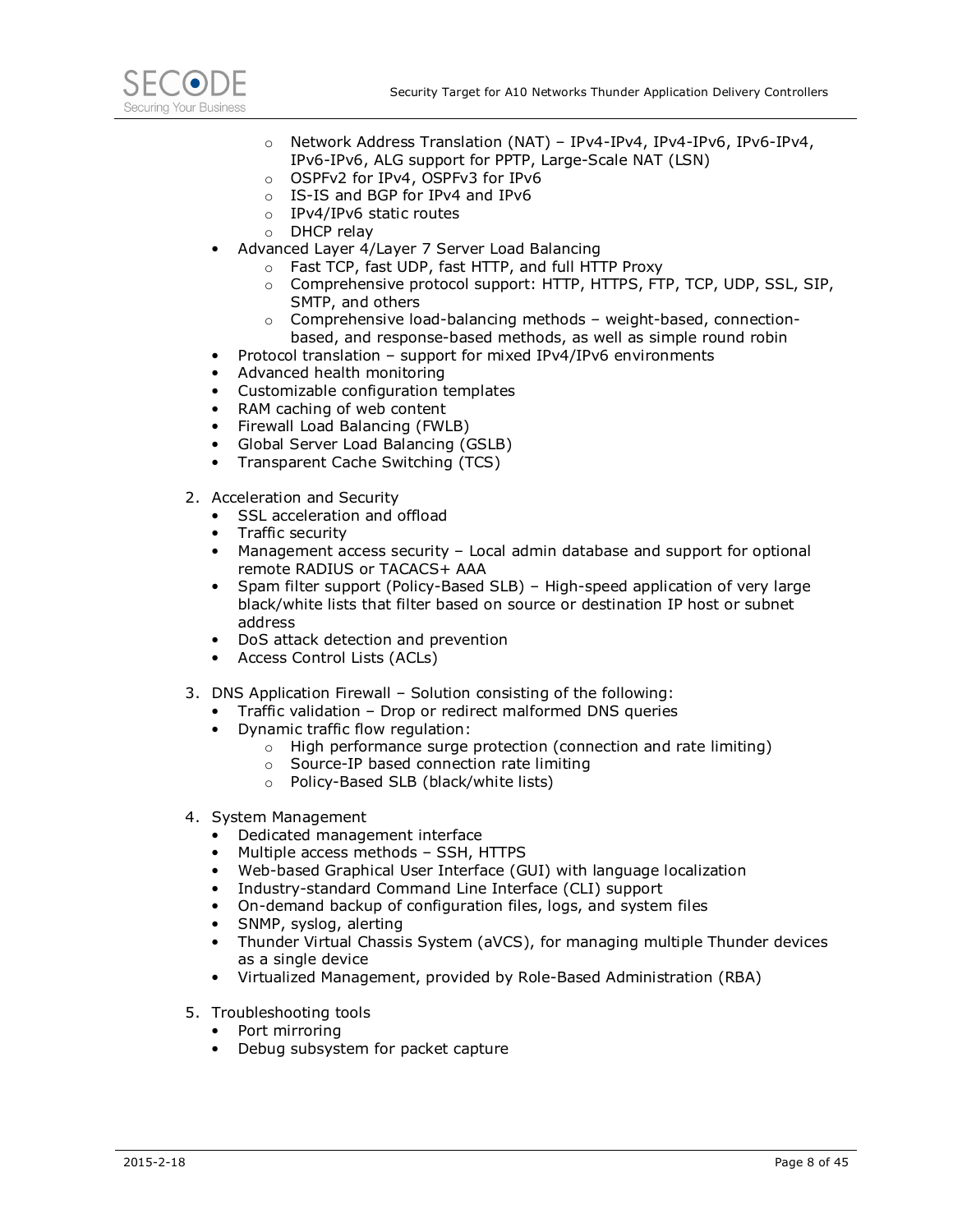- Network Address Translation (NAT) – IPv4-IPv4, IPv4-IPv6, IPv6-IPv4, IPv6-IPv6, ALG support for PPTP, Large-Scale NAT (LSN)
  - OSPFv2 for IPv4, OSPFv3 for IPv6
  - IS-IS and BGP for IPv4 and IPv6
  - IPv4/IPv6 static routes
  - DHCP relay
- Advanced Layer 4/Layer 7 Server Load Balancing
  - Fast TCP, fast UDP, fast HTTP, and full HTTP Proxy
  - Comprehensive protocol support: HTTP, HTTPS, FTP, TCP, UDP, SSL, SIP, SMTP, and others
  - Comprehensive load-balancing methods – weight-based, connection-based, and response-based methods, as well as simple round robin
- Protocol translation – support for mixed IPv4/IPv6 environments
- Advanced health monitoring
- Customizable configuration templates
- RAM caching of web content
- Firewall Load Balancing (FWLB)
- Global Server Load Balancing (GSLB)
- Transparent Cache Switching (TCS)

2. Acceleration and Security
   - SSL acceleration and offload
   - Traffic security
   - Management access security – Local admin database and support for optional remote RADIUS or TACACS+ AAA
   - Spam filter support (Policy-Based SLB) – High-speed application of very large black/white lists that filter based on source or destination IP host or subnet address
   - DoS attack detection and prevention
   - Access Control Lists (ACLs)

3. DNS Application Firewall – Solution consisting of the following:
   - Traffic validation – Drop or redirect malformed DNS queries
   - Dynamic traffic flow regulation:
     - High performance surge protection (connection and rate limiting)
     - Source-IP based connection rate limiting
     - Policy-Based SLB (black/white lists)

4. System Management
   - Dedicated management interface
   - Multiple access methods – SSH, HTTPS
   - Web-based Graphical User Interface (GUI) with language localization
   - Industry-standard Command Line Interface (CLI) support
   - On-demand backup of configuration files, logs, and system files
   - SNMP, syslog, alerting
   - Thunder Virtual Chassis System (aVCS), for managing multiple Thunder devices as a single device
   - Virtualized Management, provided by Role-Based Administration (RBA)

5. Troubleshooting tools
   - Port mirroring
   - Debug subsystem for packet capture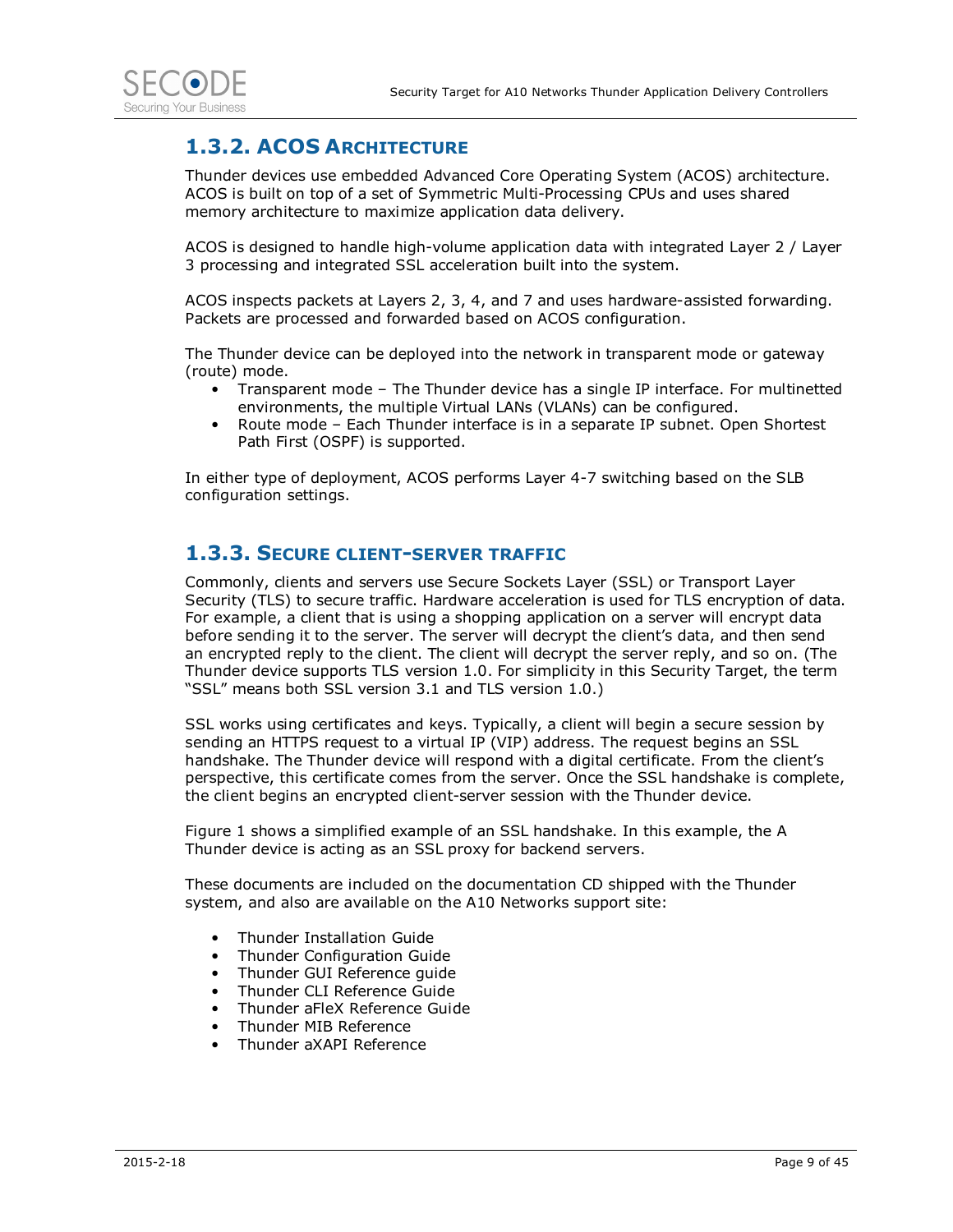### 1.3.2. ACOS Architecture

Thunder devices use embedded Advanced Core Operating System (ACOS) architecture. ACOS is built on top of a set of Symmetric Multi-Processing CPUs and uses shared memory architecture to maximize application data delivery.

ACOS is designed to handle high-volume application data with integrated Layer 2 / Layer 3 processing and integrated SSL acceleration built into the system.

ACOS inspects packets at Layers 2, 3, 4, and 7 and uses hardware-assisted forwarding. Packets are processed and forwarded based on ACOS configuration.

The Thunder device can be deployed into the network in transparent mode or gateway (route) mode.

- Transparent mode – The Thunder device has a single IP interface. For multinetted environments, the multiple Virtual LANs (VLANs) can be configured.
- Route mode – Each Thunder interface is in a separate IP subnet. Open Shortest Path First (OSPF) is supported.

In either type of deployment, ACOS performs Layer 4-7 switching based on the SLB configuration settings.

### 1.3.3. Secure client-server traffic

Commonly, clients and servers use Secure Sockets Layer (SSL) or Transport Layer Security (TLS) to secure traffic. Hardware acceleration is used for TLS encryption of data. For example, a client that is using a shopping application on a server will encrypt data before sending it to the server. The server will decrypt the client's data, and then send an encrypted reply to the client. The client will decrypt the server reply, and so on. (The Thunder device supports TLS version 1.0. For simplicity in this Security Target, the term "SSL" means both SSL version 3.1 and TLS version 1.0.)

SSL works using certificates and keys. Typically, a client will begin a secure session by sending an HTTPS request to a virtual IP (VIP) address. The request begins an SSL handshake. The Thunder device will respond with a digital certificate. From the client's perspective, this certificate comes from the server. Once the SSL handshake is complete, the client begins an encrypted client-server session with the Thunder device.

Figure 1 shows a simplified example of an SSL handshake. In this example, the A Thunder device is acting as an SSL proxy for backend servers.

These documents are included on the documentation CD shipped with the Thunder system, and also are available on the A10 Networks support site:

- Thunder Installation Guide
- Thunder Configuration Guide
- Thunder GUI Reference guide
- Thunder CLI Reference Guide
- Thunder aFleX Reference Guide
- Thunder MIB Reference
- Thunder aXAPI Reference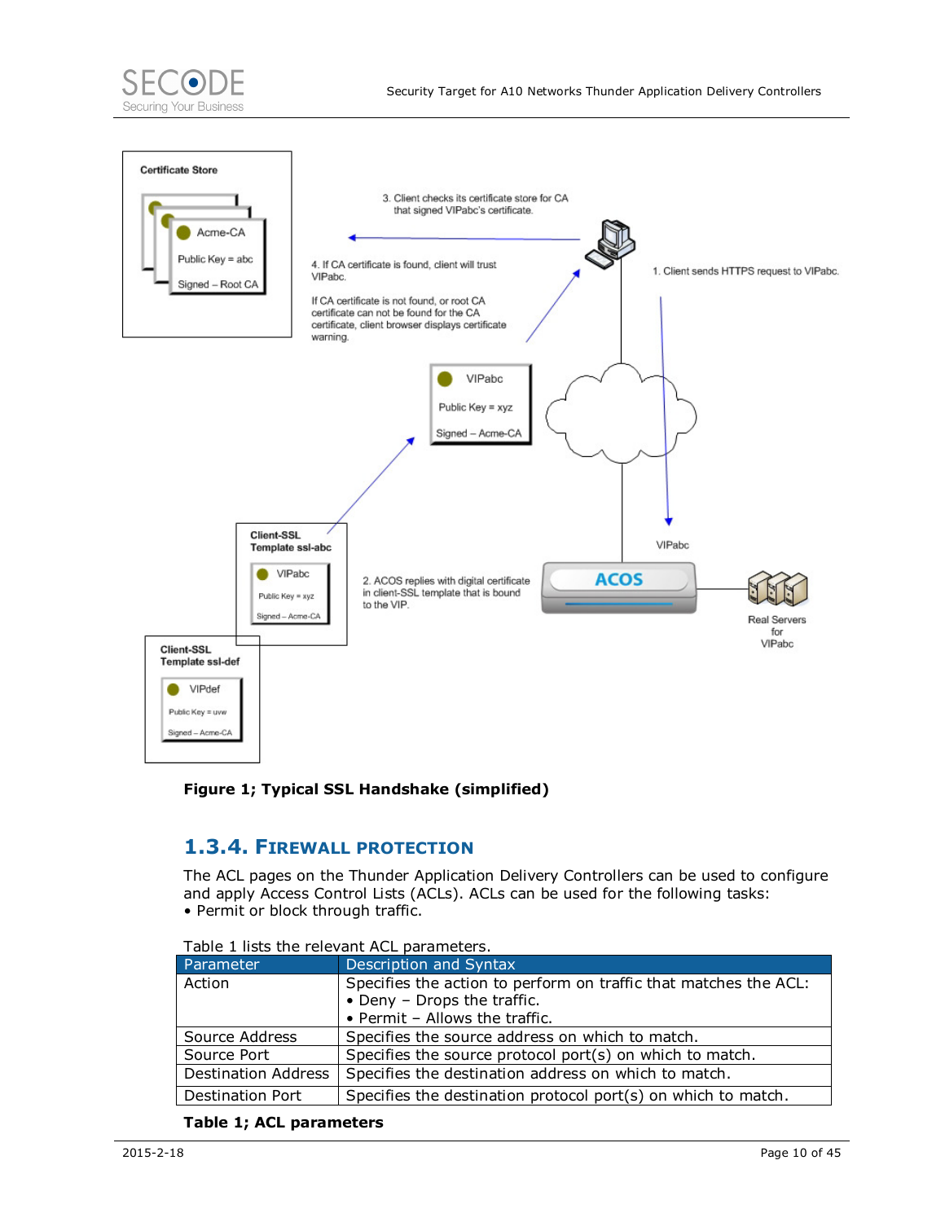**Figure 1; Typical SSL Handshake (simplified)**

### 1.3.4. Firewall protection

The ACL pages on the Thunder Application Delivery Controllers can be used to configure and apply Access Control Lists (ACLs). ACLs can be used for the following tasks:

- Permit or block through traffic.

Table 1 lists the relevant ACL parameters.

| Parameter | Description and Syntax |
|---|---|
| Action | Specifies the action to perform on traffic that matches the ACL:<br>• Deny – Drops the traffic.<br>• Permit – Allows the traffic. |
| Source Address | Specifies the source address on which to match. |
| Source Port | Specifies the source protocol port(s) on which to match. |
| Destination Address | Specifies the destination address on which to match. |
| Destination Port | Specifies the destination protocol port(s) on which to match. |

**Table 1; ACL parameters**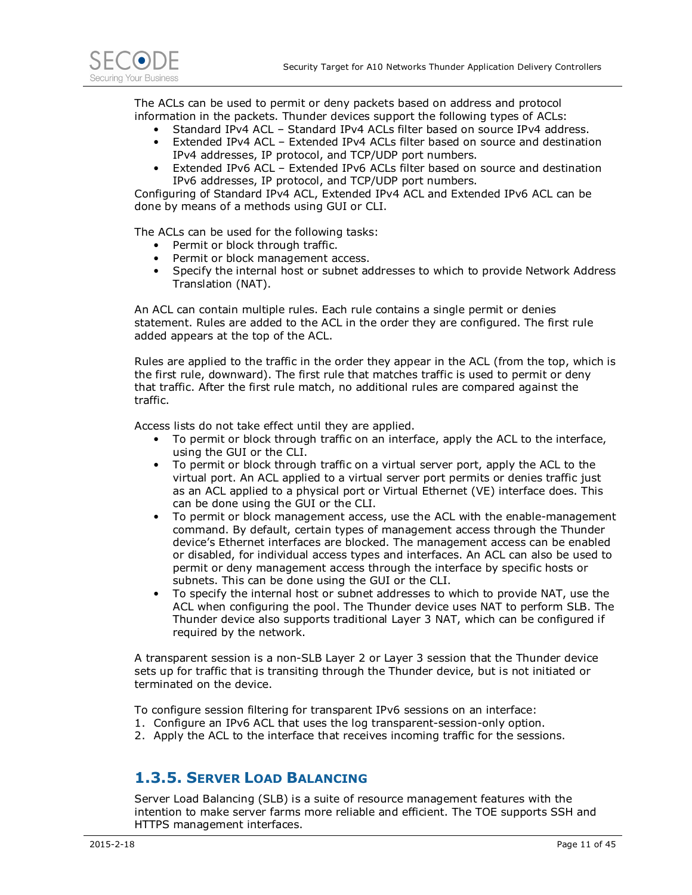The ACLs can be used to permit or deny packets based on address and protocol information in the packets. Thunder devices support the following types of ACLs:

- Standard IPv4 ACL – Standard IPv4 ACLs filter based on source IPv4 address.
- Extended IPv4 ACL – Extended IPv4 ACLs filter based on source and destination IPv4 addresses, IP protocol, and TCP/UDP port numbers.
- Extended IPv6 ACL – Extended IPv6 ACLs filter based on source and destination IPv6 addresses, IP protocol, and TCP/UDP port numbers.

Configuring of Standard IPv4 ACL, Extended IPv4 ACL and Extended IPv6 ACL can be done by means of a methods using GUI or CLI.

The ACLs can be used for the following tasks:

- Permit or block through traffic.
- Permit or block management access.
- Specify the internal host or subnet addresses to which to provide Network Address Translation (NAT).

An ACL can contain multiple rules. Each rule contains a single permit or denies statement. Rules are added to the ACL in the order they are configured. The first rule added appears at the top of the ACL.

Rules are applied to the traffic in the order they appear in the ACL (from the top, which is the first rule, downward). The first rule that matches traffic is used to permit or deny that traffic. After the first rule match, no additional rules are compared against the traffic.

Access lists do not take effect until they are applied.

- To permit or block through traffic on an interface, apply the ACL to the interface, using the GUI or the CLI.
- To permit or block through traffic on a virtual server port, apply the ACL to the virtual port. An ACL applied to a virtual server port permits or denies traffic just as an ACL applied to a physical port or Virtual Ethernet (VE) interface does. This can be done using the GUI or the CLI.
- To permit or block management access, use the ACL with the enable-management command. By default, certain types of management access through the Thunder device's Ethernet interfaces are blocked. The management access can be enabled or disabled, for individual access types and interfaces. An ACL can also be used to permit or deny management access through the interface by specific hosts or subnets. This can be done using the GUI or the CLI.
- To specify the internal host or subnet addresses to which to provide NAT, use the ACL when configuring the pool. The Thunder device uses NAT to perform SLB. The Thunder device also supports traditional Layer 3 NAT, which can be configured if required by the network.

A transparent session is a non-SLB Layer 2 or Layer 3 session that the Thunder device sets up for traffic that is transiting through the Thunder device, but is not initiated or terminated on the device.

To configure session filtering for transparent IPv6 sessions on an interface:

1. Configure an IPv6 ACL that uses the log transparent-session-only option.
2. Apply the ACL to the interface that receives incoming traffic for the sessions.

### 1.3.5. Server Load Balancing

Server Load Balancing (SLB) is a suite of resource management features with the intention to make server farms more reliable and efficient. The TOE supports SSH and HTTPS management interfaces.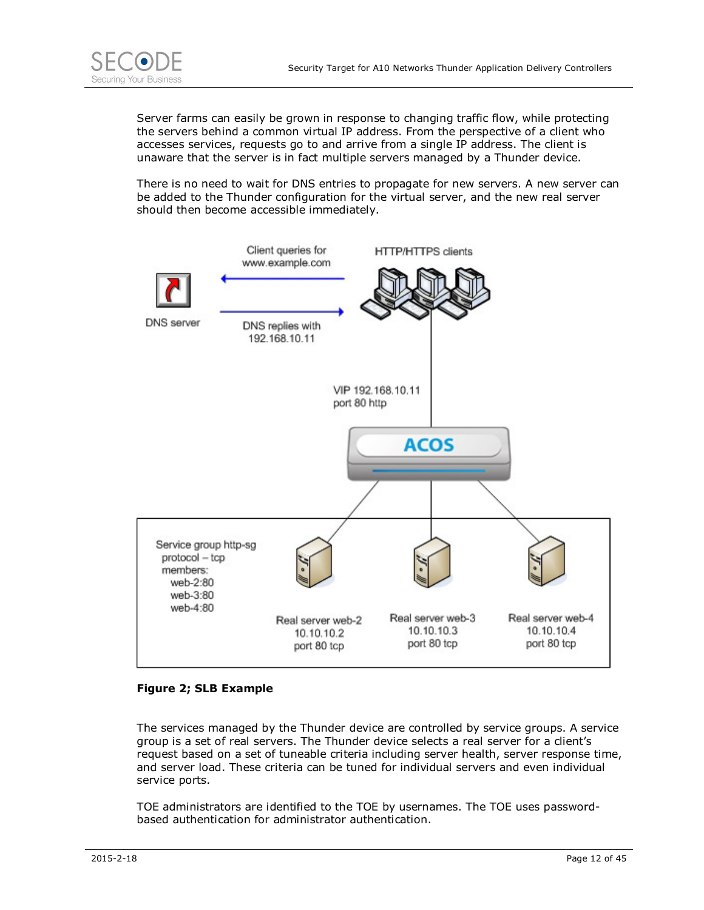Server farms can easily be grown in response to changing traffic flow, while protecting the servers behind a common virtual IP address. From the perspective of a client who accesses services, requests go to and arrive from a single IP address. The client is unaware that the server is in fact multiple servers managed by a Thunder device.

There is no need to wait for DNS entries to propagate for new servers. A new server can be added to the Thunder configuration for the virtual server, and the new real server should then become accessible immediately.

**Figure 2; SLB Example**

The services managed by the Thunder device are controlled by service groups. A service group is a set of real servers. The Thunder device selects a real server for a client's request based on a set of tuneable criteria including server health, server response time, and server load. These criteria can be tuned for individual servers and even individual service ports.

TOE administrators are identified to the TOE by usernames. The TOE uses password-based authentication for administrator authentication.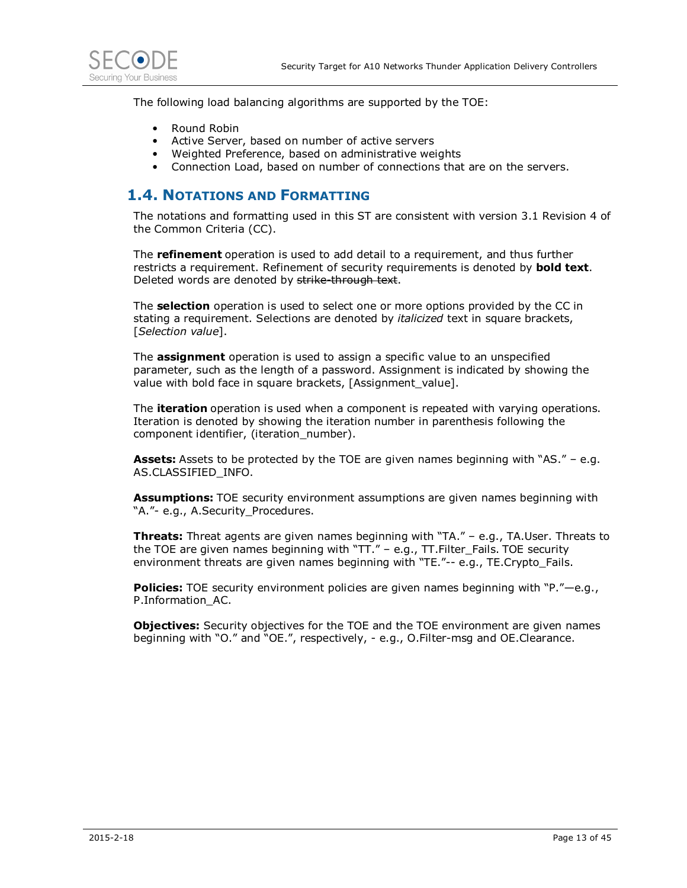The following load balancing algorithms are supported by the TOE:

- Round Robin
- Active Server, based on number of active servers
- Weighted Preference, based on administrative weights
- Connection Load, based on number of connections that are on the servers.

## 1.4. Notations and Formatting

The notations and formatting used in this ST are consistent with version 3.1 Revision 4 of the Common Criteria (CC).

The **refinement** operation is used to add detail to a requirement, and thus further restricts a requirement. Refinement of security requirements is denoted by **bold text**. Deleted words are denoted by ~~strike-through text~~.

The **selection** operation is used to select one or more options provided by the CC in stating a requirement. Selections are denoted by *italicized* text in square brackets, [*Selection value*].

The **assignment** operation is used to assign a specific value to an unspecified parameter, such as the length of a password. Assignment is indicated by showing the value with bold face in square brackets, [Assignment_value].

The **iteration** operation is used when a component is repeated with varying operations. Iteration is denoted by showing the iteration number in parenthesis following the component identifier, (iteration_number).

**Assets:** Assets to be protected by the TOE are given names beginning with "AS." – e.g. AS.CLASSIFIED_INFO.

**Assumptions:** TOE security environment assumptions are given names beginning with "A."- e.g., A.Security_Procedures.

**Threats:** Threat agents are given names beginning with "TA." – e.g., TA.User. Threats to the TOE are given names beginning with "TT." – e.g., TT.Filter_Fails. TOE security environment threats are given names beginning with "TE."-- e.g., TE.Crypto_Fails.

**Policies:** TOE security environment policies are given names beginning with "P."—e.g., P.Information_AC.

**Objectives:** Security objectives for the TOE and the TOE environment are given names beginning with "O." and "OE.", respectively, - e.g., O.Filter-msg and OE.Clearance.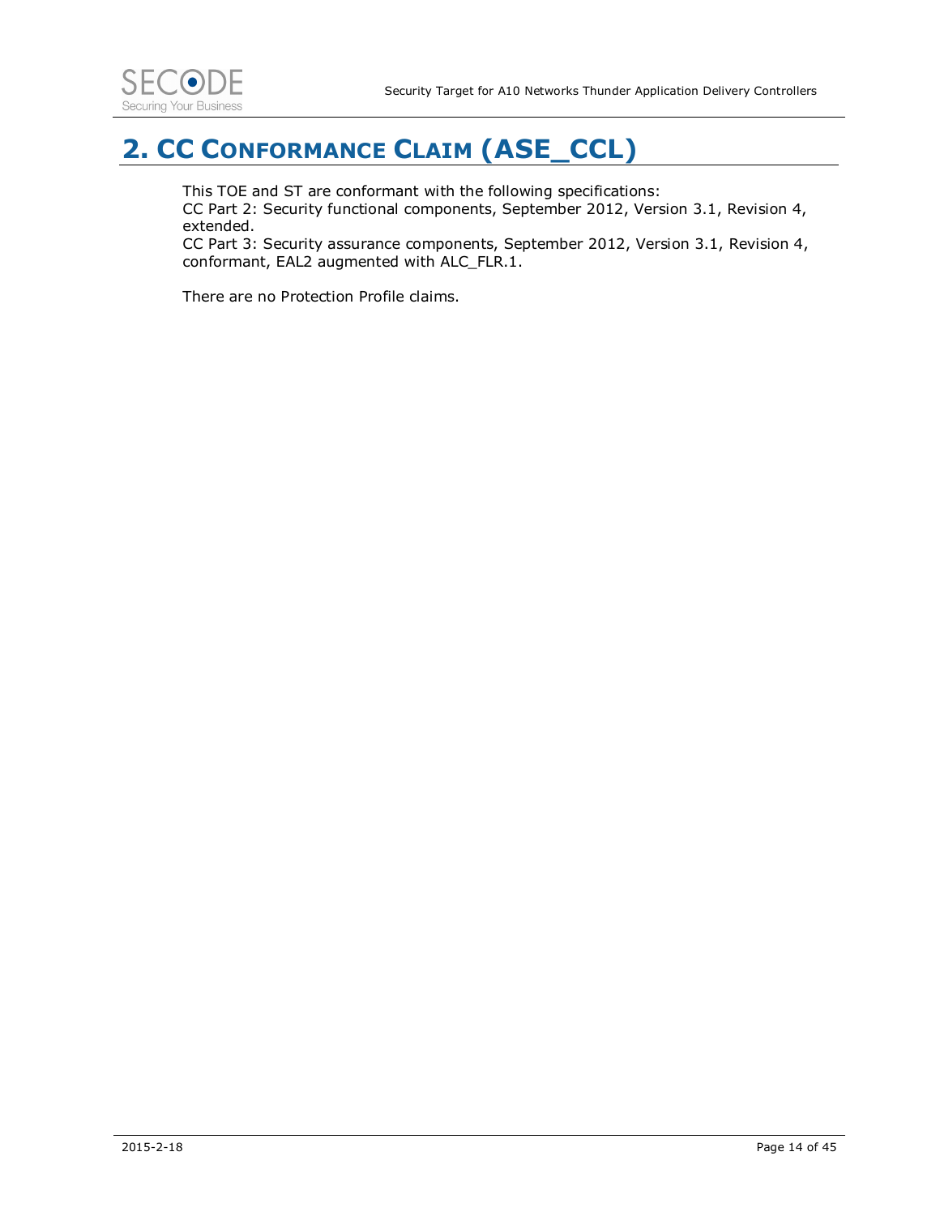# 2. CC Conformance Claim (ASE_CCL)

This TOE and ST are conformant with the following specifications:
CC Part 2: Security functional components, September 2012, Version 3.1, Revision 4, extended.
CC Part 3: Security assurance components, September 2012, Version 3.1, Revision 4, conformant, EAL2 augmented with ALC_FLR.1.

There are no Protection Profile claims.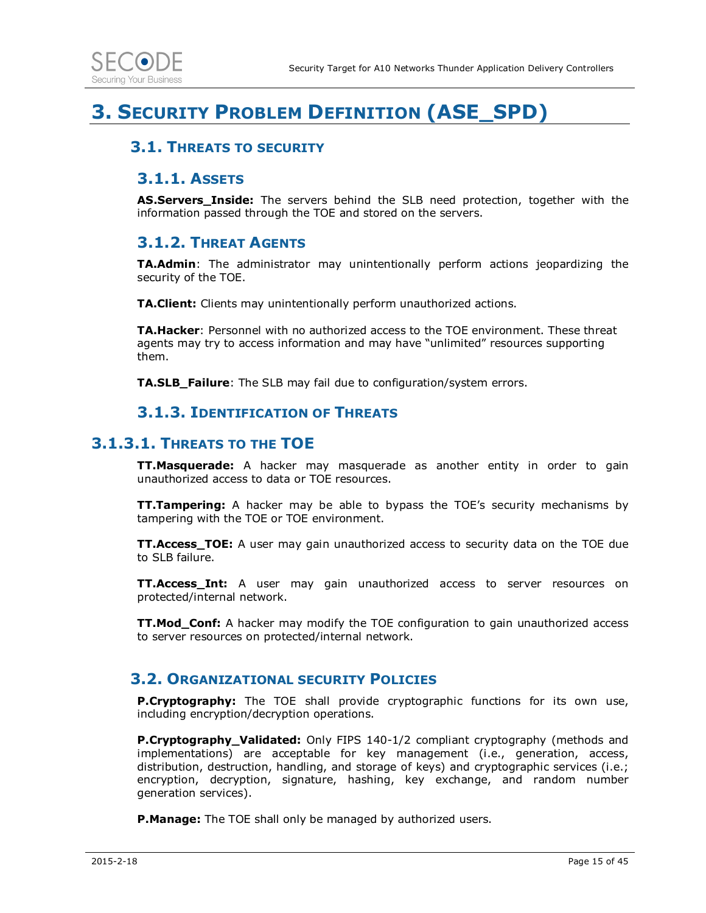# 3. Security Problem Definition (ASE_SPD)

## 3.1. Threats to security

### 3.1.1. Assets

**AS.Servers_Inside:** The servers behind the SLB need protection, together with the information passed through the TOE and stored on the servers.

### 3.1.2. Threat Agents

**TA.Admin**: The administrator may unintentionally perform actions jeopardizing the security of the TOE.

**TA.Client:** Clients may unintentionally perform unauthorized actions.

**TA.Hacker**: Personnel with no authorized access to the TOE environment. These threat agents may try to access information and may have “unlimited” resources supporting them.

**TA.SLB_Failure**: The SLB may fail due to configuration/system errors.

### 3.1.3. Identification of Threats

#### 3.1.3.1. Threats to the TOE

**TT.Masquerade:** A hacker may masquerade as another entity in order to gain unauthorized access to data or TOE resources.

**TT.Tampering:** A hacker may be able to bypass the TOE's security mechanisms by tampering with the TOE or TOE environment.

**TT.Access_TOE:** A user may gain unauthorized access to security data on the TOE due to SLB failure.

**TT.Access_Int:** A user may gain unauthorized access to server resources on protected/internal network.

**TT.Mod_Conf:** A hacker may modify the TOE configuration to gain unauthorized access to server resources on protected/internal network.

## 3.2. Organizational security Policies

**P.Cryptography:** The TOE shall provide cryptographic functions for its own use, including encryption/decryption operations.

**P.Cryptography_Validated:** Only FIPS 140-1/2 compliant cryptography (methods and implementations) are acceptable for key management (i.e., generation, access, distribution, destruction, handling, and storage of keys) and cryptographic services (i.e.; encryption, decryption, signature, hashing, key exchange, and random number generation services).

**P.Manage:** The TOE shall only be managed by authorized users.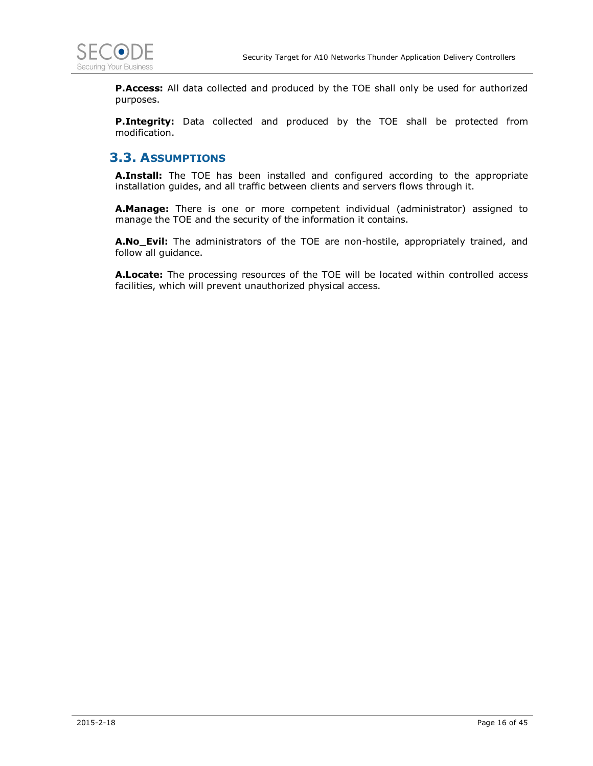**P.Access:** All data collected and produced by the TOE shall only be used for authorized purposes.

**P.Integrity:** Data collected and produced by the TOE shall be protected from modification.

## 3.3. Assumptions

**A.Install:** The TOE has been installed and configured according to the appropriate installation guides, and all traffic between clients and servers flows through it.

**A.Manage:** There is one or more competent individual (administrator) assigned to manage the TOE and the security of the information it contains.

**A.No_Evil:** The administrators of the TOE are non-hostile, appropriately trained, and follow all guidance.

**A.Locate:** The processing resources of the TOE will be located within controlled access facilities, which will prevent unauthorized physical access.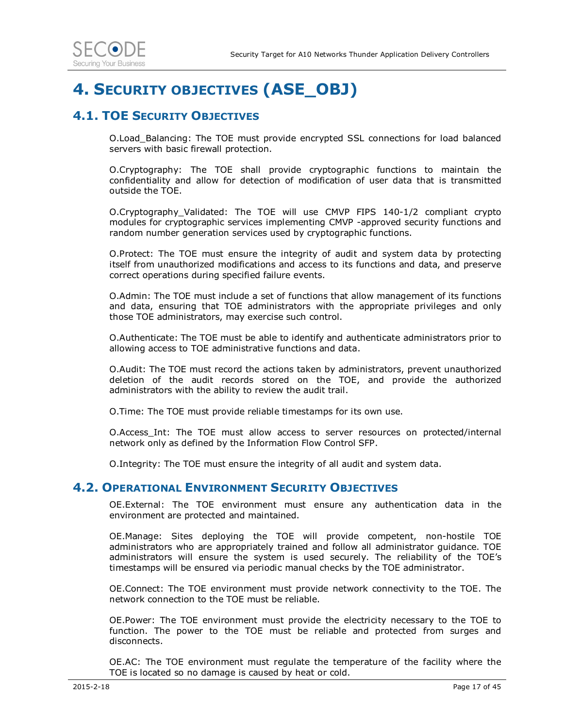# 4. Security objectives (ASE_OBJ)

## 4.1. TOE Security Objectives

O.Load_Balancing: The TOE must provide encrypted SSL connections for load balanced servers with basic firewall protection.

O.Cryptography: The TOE shall provide cryptographic functions to maintain the confidentiality and allow for detection of modification of user data that is transmitted outside the TOE.

O.Cryptography_Validated: The TOE will use CMVP FIPS 140-1/2 compliant crypto modules for cryptographic services implementing CMVP -approved security functions and random number generation services used by cryptographic functions.

O.Protect: The TOE must ensure the integrity of audit and system data by protecting itself from unauthorized modifications and access to its functions and data, and preserve correct operations during specified failure events.

O.Admin: The TOE must include a set of functions that allow management of its functions and data, ensuring that TOE administrators with the appropriate privileges and only those TOE administrators, may exercise such control.

O.Authenticate: The TOE must be able to identify and authenticate administrators prior to allowing access to TOE administrative functions and data.

O.Audit: The TOE must record the actions taken by administrators, prevent unauthorized deletion of the audit records stored on the TOE, and provide the authorized administrators with the ability to review the audit trail.

O.Time: The TOE must provide reliable timestamps for its own use.

O.Access_Int: The TOE must allow access to server resources on protected/internal network only as defined by the Information Flow Control SFP.

O.Integrity: The TOE must ensure the integrity of all audit and system data.

## 4.2. Operational Environment Security Objectives

OE.External: The TOE environment must ensure any authentication data in the environment are protected and maintained.

OE.Manage: Sites deploying the TOE will provide competent, non-hostile TOE administrators who are appropriately trained and follow all administrator guidance. TOE administrators will ensure the system is used securely. The reliability of the TOE's timestamps will be ensured via periodic manual checks by the TOE administrator.

OE.Connect: The TOE environment must provide network connectivity to the TOE. The network connection to the TOE must be reliable.

OE.Power: The TOE environment must provide the electricity necessary to the TOE to function. The power to the TOE must be reliable and protected from surges and disconnects.

OE.AC: The TOE environment must regulate the temperature of the facility where the TOE is located so no damage is caused by heat or cold.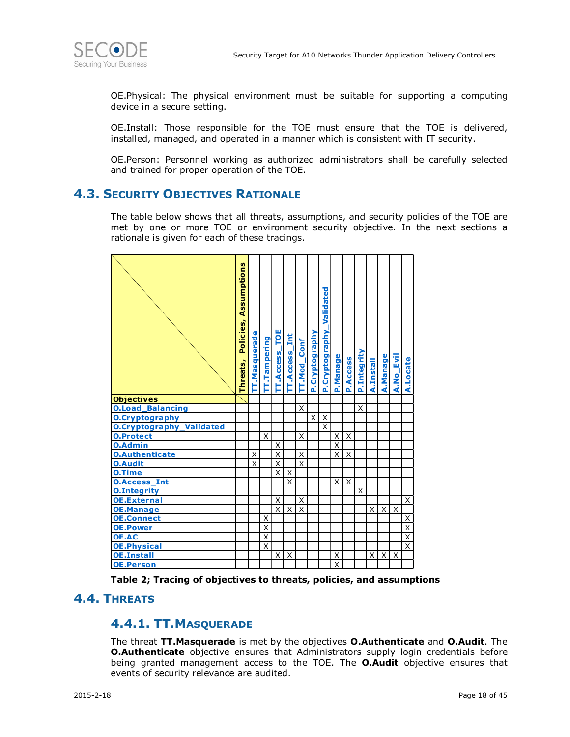OE.Physical: The physical environment must be suitable for supporting a computing device in a secure setting.

OE.Install: Those responsible for the TOE must ensure that the TOE is delivered, installed, managed, and operated in a manner which is consistent with IT security.

OE.Person: Personnel working as authorized administrators shall be carefully selected and trained for proper operation of the TOE.

## 4.3. Security Objectives Rationale

The table below shows that all threats, assumptions, and security policies of the TOE are met by one or more TOE or environment security objective. In the next sections a rationale is given for each of these tracings.

| Objectives \ Threats, Policies, Assumptions | TT.Masquerade | TT.Tampering | TT.Access_TOE | TT.Access_Int | TT.Mod_Conf | P.Cryptography | P.Cryptography_Validated | P.Manage | P.Access | P.Integrity | A.Install | A.Manage | A.No_Evil | A.Locate |
|---|---|---|---|---|---|---|---|---|---|---|---|---|---|---|
| O.Load_Balancing | | | | | X | | | | | X | | | | |
| O.Cryptography | | | | | | X | X | | | | | | | |
| O.Cryptography_Validated | | | | | | | X | | | | | | | |
| O.Protect | | X | | | X | | | X | X | | | | | |
| O.Admin | | | X | | | | | X | | | | | | |
| O.Authenticate | X | | X | | X | | | X | X | | | | | |
| O.Audit | X | | X | | X | | | | | | | | | |
| O.Time | | | X | X | | | | | | | | | | |
| O.Access_Int | | | | X | | | | X | X | | | | | |
| O.Integrity | | | | | | | | | | X | | | | |
| OE.External | | | X | | X | | | | | | | | | X |
| OE.Manage | | | X | X | X | | | | | | X | X | X | |
| OE.Connect | | X | | | | | | | | | | | | X |
| OE.Power | | X | | | | | | | | | | | | X |
| OE.AC | | X | | | | | | | | | | | | X |
| OE.Physical | | X | | | | | | | | | | | | X |
| OE.Install | | | X | X | | | | X | | | X | X | X | |
| OE.Person | | | | | | | | X | | | | | | |

**Table 2; Tracing of objectives to threats, policies, and assumptions**

## 4.4. Threats

### 4.4.1. TT.Masquerade

The threat **TT.Masquerade** is met by the objectives **O.Authenticate** and **O.Audit**. The **O.Authenticate** objective ensures that Administrators supply login credentials before being granted management access to the TOE. The **O.Audit** objective ensures that events of security relevance are audited.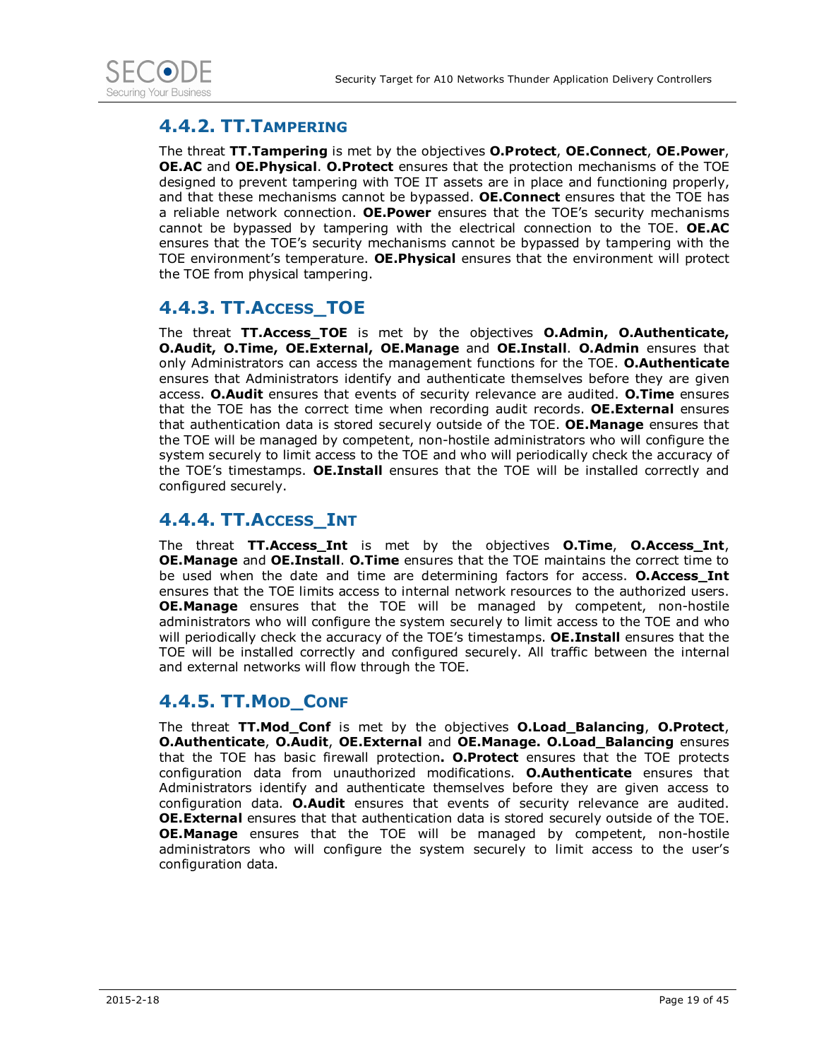### 4.4.2. TT.Tampering

The threat **TT.Tampering** is met by the objectives **O.Protect**, **OE.Connect**, **OE.Power**, **OE.AC** and **OE.Physical**. **O.Protect** ensures that the protection mechanisms of the TOE designed to prevent tampering with TOE IT assets are in place and functioning properly, and that these mechanisms cannot be bypassed. **OE.Connect** ensures that the TOE has a reliable network connection. **OE.Power** ensures that the TOE's security mechanisms cannot be bypassed by tampering with the electrical connection to the TOE. **OE.AC** ensures that the TOE's security mechanisms cannot be bypassed by tampering with the TOE environment's temperature. **OE.Physical** ensures that the environment will protect the TOE from physical tampering.

### 4.4.3. TT.Access_TOE

The threat **TT.Access_TOE** is met by the objectives **O.Admin, O.Authenticate, O.Audit, O.Time, OE.External, OE.Manage** and **OE.Install**. **O.Admin** ensures that only Administrators can access the management functions for the TOE. **O.Authenticate** ensures that Administrators identify and authenticate themselves before they are given access. **O.Audit** ensures that events of security relevance are audited. **O.Time** ensures that the TOE has the correct time when recording audit records. **OE.External** ensures that authentication data is stored securely outside of the TOE. **OE.Manage** ensures that the TOE will be managed by competent, non-hostile administrators who will configure the system securely to limit access to the TOE and who will periodically check the accuracy of the TOE's timestamps. **OE.Install** ensures that the TOE will be installed correctly and configured securely.

### 4.4.4. TT.Access_Int

The threat **TT.Access_Int** is met by the objectives **O.Time**, **O.Access_Int**, **OE.Manage** and **OE.Install**. **O.Time** ensures that the TOE maintains the correct time to be used when the date and time are determining factors for access. **O.Access_Int** ensures that the TOE limits access to internal network resources to the authorized users. **OE.Manage** ensures that the TOE will be managed by competent, non-hostile administrators who will configure the system securely to limit access to the TOE and who will periodically check the accuracy of the TOE's timestamps. **OE.Install** ensures that the TOE will be installed correctly and configured securely. All traffic between the internal and external networks will flow through the TOE.

### 4.4.5. TT.Mod_Conf

The threat **TT.Mod_Conf** is met by the objectives **O.Load_Balancing**, **O.Protect**, **O.Authenticate**, **O.Audit**, **OE.External** and **OE.Manage. O.Load_Balancing** ensures that the TOE has basic firewall protection**. O.Protect** ensures that the TOE protects configuration data from unauthorized modifications. **O.Authenticate** ensures that Administrators identify and authenticate themselves before they are given access to configuration data. **O.Audit** ensures that events of security relevance are audited. **OE.External** ensures that that authentication data is stored securely outside of the TOE. **OE.Manage** ensures that the TOE will be managed by competent, non-hostile administrators who will configure the system securely to limit access to the user's configuration data.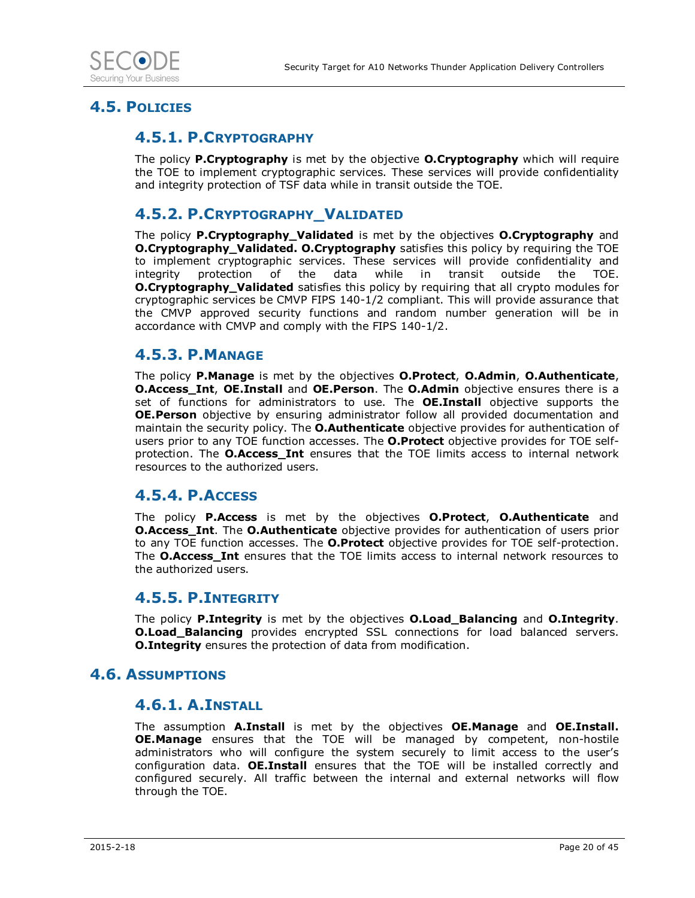## 4.5. Policies

### 4.5.1. P.Cryptography

The policy **P.Cryptography** is met by the objective **O.Cryptography** which will require the TOE to implement cryptographic services. These services will provide confidentiality and integrity protection of TSF data while in transit outside the TOE.

### 4.5.2. P.Cryptography_Validated

The policy **P.Cryptography_Validated** is met by the objectives **O.Cryptography** and **O.Cryptography_Validated. O.Cryptography** satisfies this policy by requiring the TOE to implement cryptographic services. These services will provide confidentiality and integrity protection of the data while in transit outside the TOE. **O.Cryptography_Validated** satisfies this policy by requiring that all crypto modules for cryptographic services be CMVP FIPS 140-1/2 compliant. This will provide assurance that the CMVP approved security functions and random number generation will be in accordance with CMVP and comply with the FIPS 140-1/2.

### 4.5.3. P.Manage

The policy **P.Manage** is met by the objectives **O.Protect**, **O.Admin**, **O.Authenticate**, **O.Access_Int**, **OE.Install** and **OE.Person**. The **O.Admin** objective ensures there is a set of functions for administrators to use. The **OE.Install** objective supports the **OE.Person** objective by ensuring administrator follow all provided documentation and maintain the security policy. The **O.Authenticate** objective provides for authentication of users prior to any TOE function accesses. The **O.Protect** objective provides for TOE self-protection. The **O.Access_Int** ensures that the TOE limits access to internal network resources to the authorized users.

### 4.5.4. P.Access

The policy **P.Access** is met by the objectives **O.Protect**, **O.Authenticate** and **O.Access_Int**. The **O.Authenticate** objective provides for authentication of users prior to any TOE function accesses. The **O.Protect** objective provides for TOE self-protection. The **O.Access_Int** ensures that the TOE limits access to internal network resources to the authorized users.

### 4.5.5. P.Integrity

The policy **P.Integrity** is met by the objectives **O.Load_Balancing** and **O.Integrity**. **O.Load_Balancing** provides encrypted SSL connections for load balanced servers. **O.Integrity** ensures the protection of data from modification.

## 4.6. Assumptions

### 4.6.1. A.Install

The assumption **A.Install** is met by the objectives **OE.Manage** and **OE.Install. OE.Manage** ensures that the TOE will be managed by competent, non-hostile administrators who will configure the system securely to limit access to the user's configuration data. **OE.Install** ensures that the TOE will be installed correctly and configured securely. All traffic between the internal and external networks will flow through the TOE.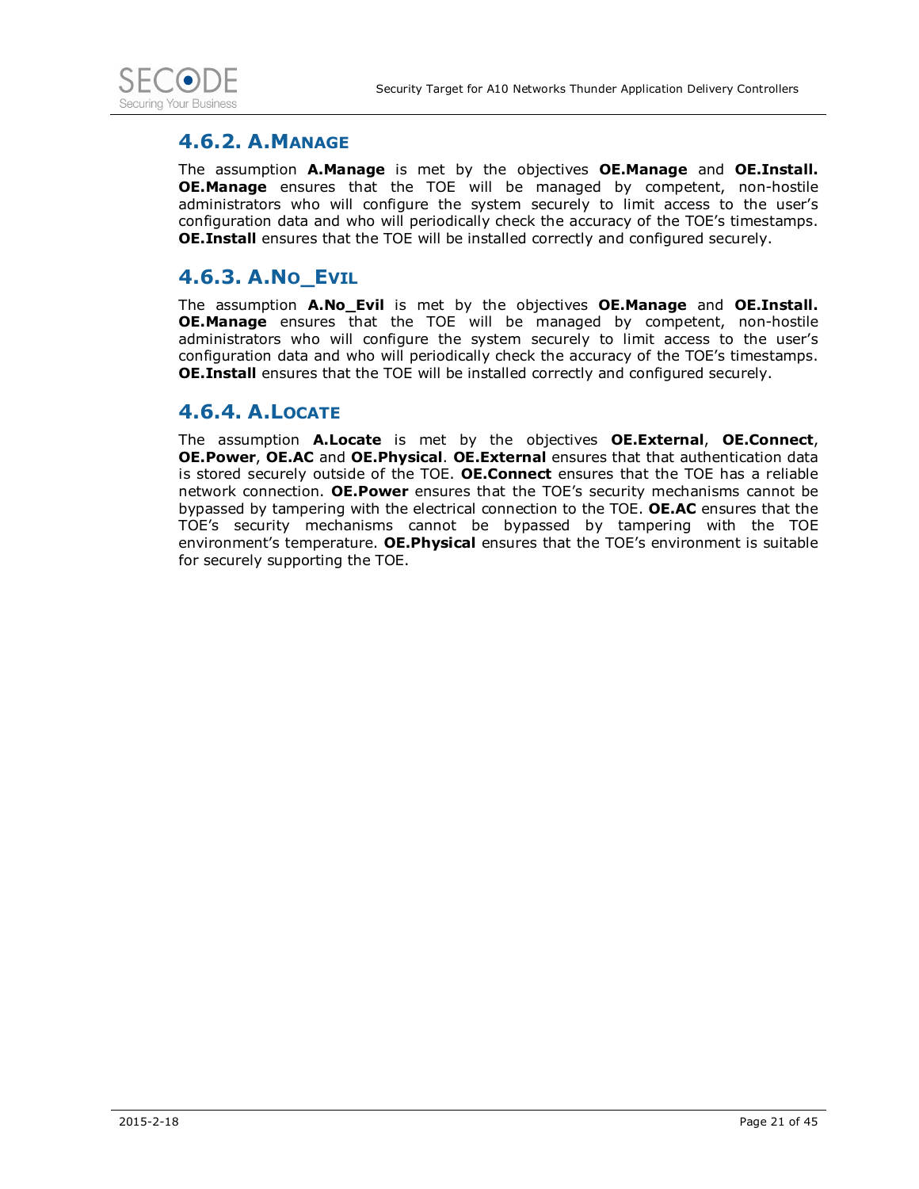### 4.6.2. A.MANAGE

The assumption **A.Manage** is met by the objectives **OE.Manage** and **OE.Install. OE.Manage** ensures that the TOE will be managed by competent, non-hostile administrators who will configure the system securely to limit access to the user's configuration data and who will periodically check the accuracy of the TOE's timestamps. **OE.Install** ensures that the TOE will be installed correctly and configured securely.

### 4.6.3. A.NO_EVIL

The assumption **A.No_Evil** is met by the objectives **OE.Manage** and **OE.Install. OE.Manage** ensures that the TOE will be managed by competent, non-hostile administrators who will configure the system securely to limit access to the user's configuration data and who will periodically check the accuracy of the TOE's timestamps. **OE.Install** ensures that the TOE will be installed correctly and configured securely.

### 4.6.4. A.LOCATE

The assumption **A.Locate** is met by the objectives **OE.External**, **OE.Connect**, **OE.Power**, **OE.AC** and **OE.Physical**. **OE.External** ensures that that authentication data is stored securely outside of the TOE. **OE.Connect** ensures that the TOE has a reliable network connection. **OE.Power** ensures that the TOE's security mechanisms cannot be bypassed by tampering with the electrical connection to the TOE. **OE.AC** ensures that the TOE's security mechanisms cannot be bypassed by tampering with the TOE environment's temperature. **OE.Physical** ensures that the TOE's environment is suitable for securely supporting the TOE.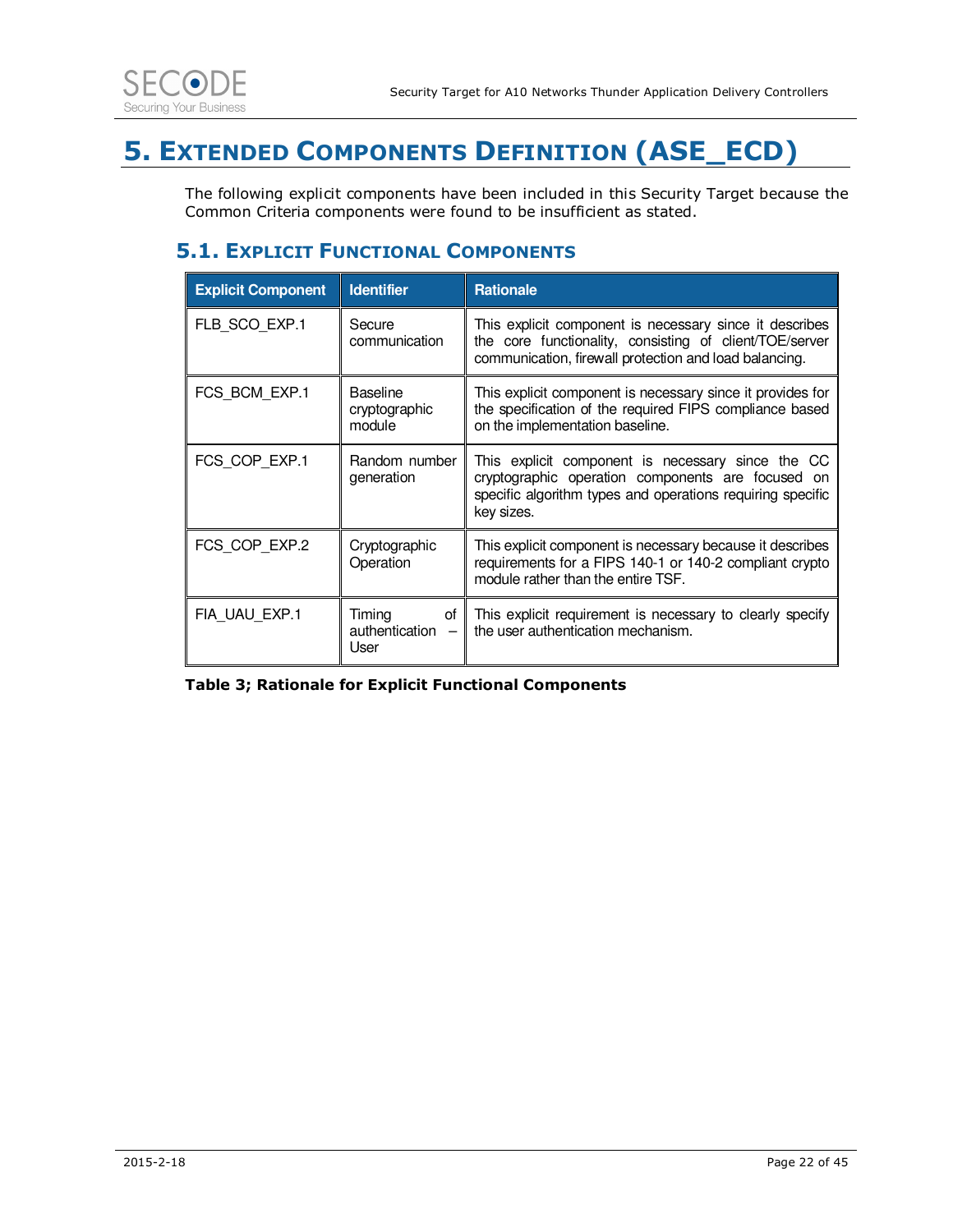# 5. Extended Components Definition (ASE_ECD)

The following explicit components have been included in this Security Target because the Common Criteria components were found to be insufficient as stated.

## 5.1. Explicit Functional Components

| Explicit Component | Identifier | Rationale |
|---|---|---|
| FLB_SCO_EXP.1 | Secure communication | This explicit component is necessary since it describes the core functionality, consisting of client/TOE/server communication, firewall protection and load balancing. |
| FCS_BCM_EXP.1 | Baseline cryptographic module | This explicit component is necessary since it provides for the specification of the required FIPS compliance based on the implementation baseline. |
| FCS_COP_EXP.1 | Random number generation | This explicit component is necessary since the CC cryptographic operation components are focused on specific algorithm types and operations requiring specific key sizes. |
| FCS_COP_EXP.2 | Cryptographic Operation | This explicit component is necessary because it describes requirements for a FIPS 140-1 or 140-2 compliant crypto module rather than the entire TSF. |
| FIA_UAU_EXP.1 | Timing of authentication – User | This explicit requirement is necessary to clearly specify the user authentication mechanism. |

**Table 3; Rationale for Explicit Functional Components**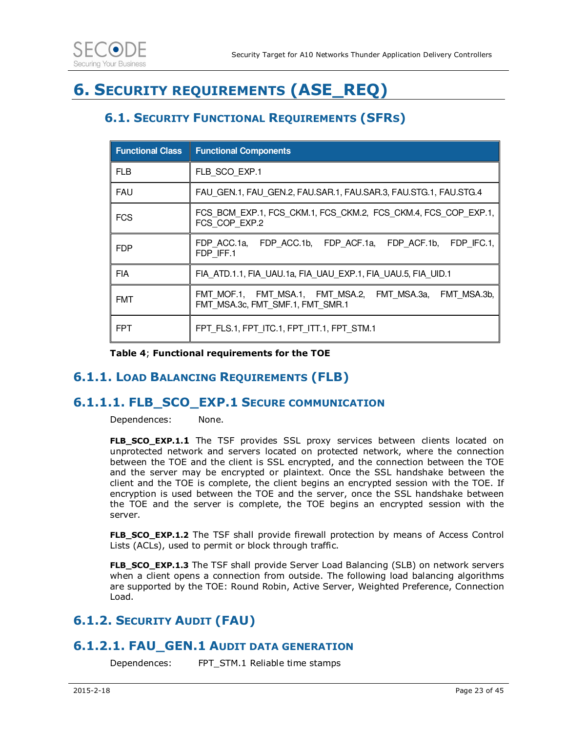# 6. Security requirements (ASE_REQ)

## 6.1. Security Functional Requirements (SFRs)

| Functional Class | Functional Components |
|---|---|
| FLB | FLB_SCO_EXP.1 |
| FAU | FAU_GEN.1, FAU_GEN.2, FAU.SAR.1, FAU.SAR.3, FAU.STG.1, FAU.STG.4 |
| FCS | FCS_BCM_EXP.1, FCS_CKM.1, FCS_CKM.2, FCS_CKM.4, FCS_COP_EXP.1, FCS_COP_EXP.2 |
| FDP | FDP_ACC.1a, FDP_ACC.1b, FDP_ACF.1a, FDP_ACF.1b, FDP_IFC.1, FDP_IFF.1 |
| FIA | FIA_ATD.1.1, FIA_UAU.1a, FIA_UAU_EXP.1, FIA_UAU.5, FIA_UID.1 |
| FMT | FMT_MOF.1, FMT_MSA.1, FMT_MSA.2, FMT_MSA.3a, FMT_MSA.3b, FMT_MSA.3c, FMT_SMF.1, FMT_SMR.1 |
| FPT | FPT_FLS.1, FPT_ITC.1, FPT_ITT.1, FPT_STM.1 |

**Table 4**; **Functional requirements for the TOE**

### 6.1.1. Load Balancing Requirements (FLB)

#### 6.1.1.1. FLB_SCO_EXP.1 Secure communication

Dependences: None.

**FLB_SCO_EXP.1.1** The TSF provides SSL proxy services between clients located on unprotected network and servers located on protected network, where the connection between the TOE and the client is SSL encrypted, and the connection between the TOE and the server may be encrypted or plaintext. Once the SSL handshake between the client and the TOE is complete, the client begins an encrypted session with the TOE. If encryption is used between the TOE and the server, once the SSL handshake between the TOE and the server is complete, the TOE begins an encrypted session with the server.

**FLB_SCO_EXP.1.2** The TSF shall provide firewall protection by means of Access Control Lists (ACLs), used to permit or block through traffic.

**FLB_SCO_EXP.1.3** The TSF shall provide Server Load Balancing (SLB) on network servers when a client opens a connection from outside. The following load balancing algorithms are supported by the TOE: Round Robin, Active Server, Weighted Preference, Connection Load.

### 6.1.2. Security Audit (FAU)

#### 6.1.2.1. FAU_GEN.1 Audit data generation

Dependences: FPT_STM.1 Reliable time stamps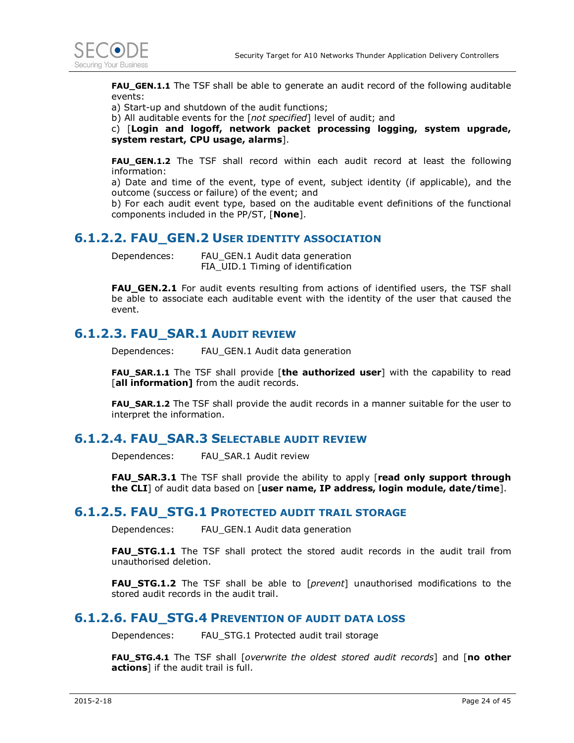**FAU_GEN.1.1** The TSF shall be able to generate an audit record of the following auditable events:

a) Start-up and shutdown of the audit functions;

b) All auditable events for the [*not specified*] level of audit; and

c) [**Login and logoff, network packet processing logging, system upgrade, system restart, CPU usage, alarms**].

**FAU_GEN.1.2** The TSF shall record within each audit record at least the following information:

a) Date and time of the event, type of event, subject identity (if applicable), and the outcome (success or failure) of the event; and

b) For each audit event type, based on the auditable event definitions of the functional components included in the PP/ST, [**None**].

### 6.1.2.2. FAU_GEN.2 User identity association

Dependences: FAU_GEN.1 Audit data generation
FIA_UID.1 Timing of identification

**FAU_GEN.2.1** For audit events resulting from actions of identified users, the TSF shall be able to associate each auditable event with the identity of the user that caused the event.

### 6.1.2.3. FAU_SAR.1 Audit review

Dependences: FAU_GEN.1 Audit data generation

**FAU_SAR.1.1** The TSF shall provide [**the authorized user**] with the capability to read [**all information]** from the audit records.

**FAU_SAR.1.2** The TSF shall provide the audit records in a manner suitable for the user to interpret the information.

### 6.1.2.4. FAU_SAR.3 Selectable audit review

Dependences: FAU_SAR.1 Audit review

**FAU_SAR.3.1** The TSF shall provide the ability to apply [**read only support through the CLI**] of audit data based on [**user name, IP address, login module, date/time**].

### 6.1.2.5. FAU_STG.1 Protected audit trail storage

Dependences: FAU_GEN.1 Audit data generation

**FAU_STG.1.1** The TSF shall protect the stored audit records in the audit trail from unauthorised deletion.

**FAU_STG.1.2** The TSF shall be able to [*prevent*] unauthorised modifications to the stored audit records in the audit trail.

### 6.1.2.6. FAU_STG.4 Prevention of audit data loss

Dependences: FAU_STG.1 Protected audit trail storage

**FAU_STG.4.1** The TSF shall [*overwrite the oldest stored audit records*] and [**no other actions**] if the audit trail is full.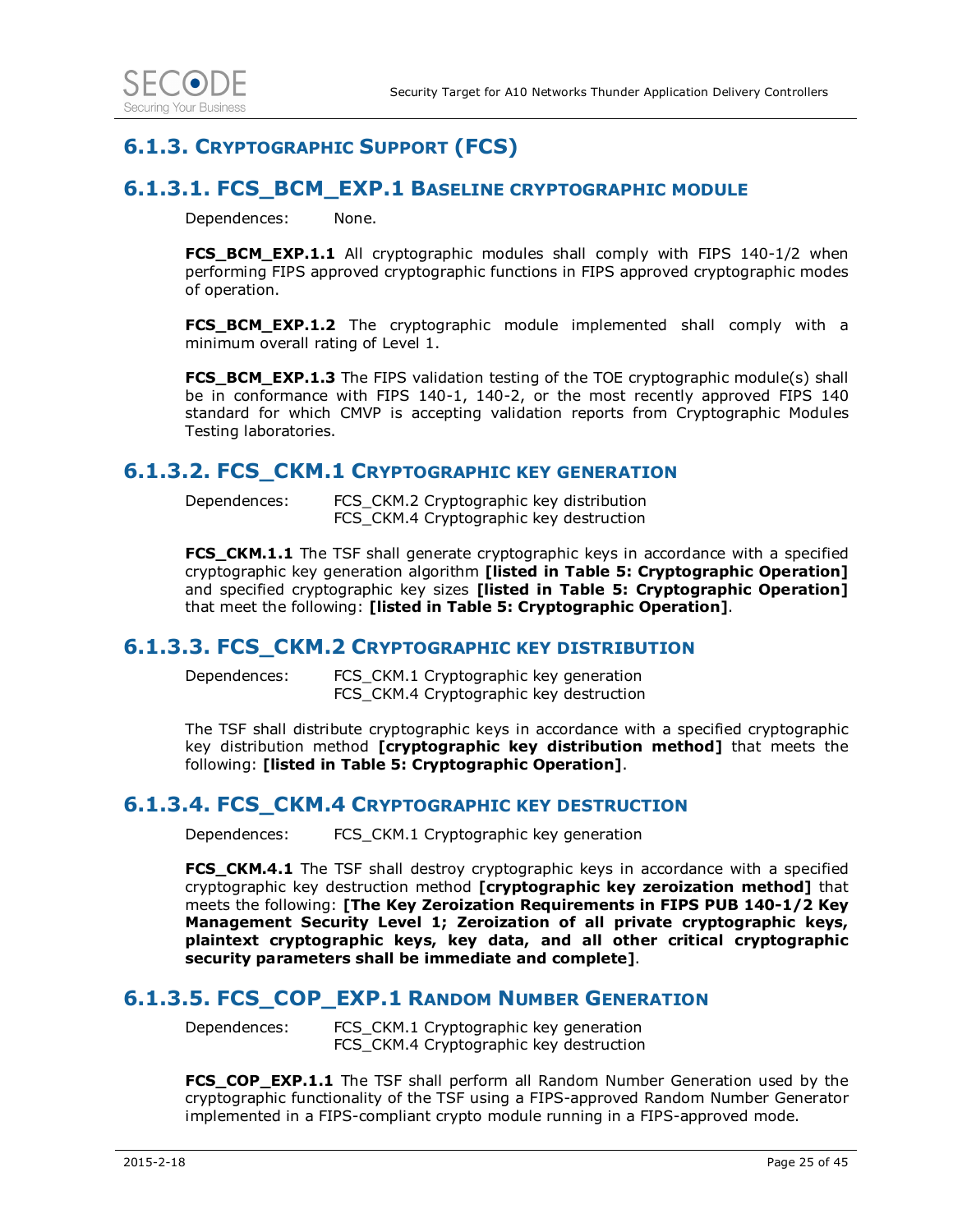## 6.1.3. Cryptographic Support (FCS)

### 6.1.3.1. FCS_BCM_EXP.1 Baseline cryptographic module

Dependences: None.

**FCS_BCM_EXP.1.1** All cryptographic modules shall comply with FIPS 140-1/2 when performing FIPS approved cryptographic functions in FIPS approved cryptographic modes of operation.

**FCS_BCM_EXP.1.2** The cryptographic module implemented shall comply with a minimum overall rating of Level 1.

**FCS_BCM_EXP.1.3** The FIPS validation testing of the TOE cryptographic module(s) shall be in conformance with FIPS 140-1, 140-2, or the most recently approved FIPS 140 standard for which CMVP is accepting validation reports from Cryptographic Modules Testing laboratories.

### 6.1.3.2. FCS_CKM.1 Cryptographic key generation

Dependences: FCS_CKM.2 Cryptographic key distribution
FCS_CKM.4 Cryptographic key destruction

**FCS_CKM.1.1** The TSF shall generate cryptographic keys in accordance with a specified cryptographic key generation algorithm **[listed in Table 5: Cryptographic Operation]** and specified cryptographic key sizes **[listed in Table 5: Cryptographic Operation]** that meet the following: **[listed in Table 5: Cryptographic Operation]**.

### 6.1.3.3. FCS_CKM.2 Cryptographic key distribution

Dependences: FCS_CKM.1 Cryptographic key generation
FCS_CKM.4 Cryptographic key destruction

The TSF shall distribute cryptographic keys in accordance with a specified cryptographic key distribution method **[cryptographic key distribution method]** that meets the following: **[listed in Table 5: Cryptographic Operation]**.

### 6.1.3.4. FCS_CKM.4 Cryptographic key destruction

Dependences: FCS_CKM.1 Cryptographic key generation

**FCS_CKM.4.1** The TSF shall destroy cryptographic keys in accordance with a specified cryptographic key destruction method **[cryptographic key zeroization method]** that meets the following: **[The Key Zeroization Requirements in FIPS PUB 140-1/2 Key Management Security Level 1; Zeroization of all private cryptographic keys, plaintext cryptographic keys, key data, and all other critical cryptographic security parameters shall be immediate and complete]**.

### 6.1.3.5. FCS_COP_EXP.1 Random Number Generation

Dependences: FCS_CKM.1 Cryptographic key generation
FCS_CKM.4 Cryptographic key destruction

**FCS_COP_EXP.1.1** The TSF shall perform all Random Number Generation used by the cryptographic functionality of the TSF using a FIPS-approved Random Number Generator implemented in a FIPS-compliant crypto module running in a FIPS-approved mode.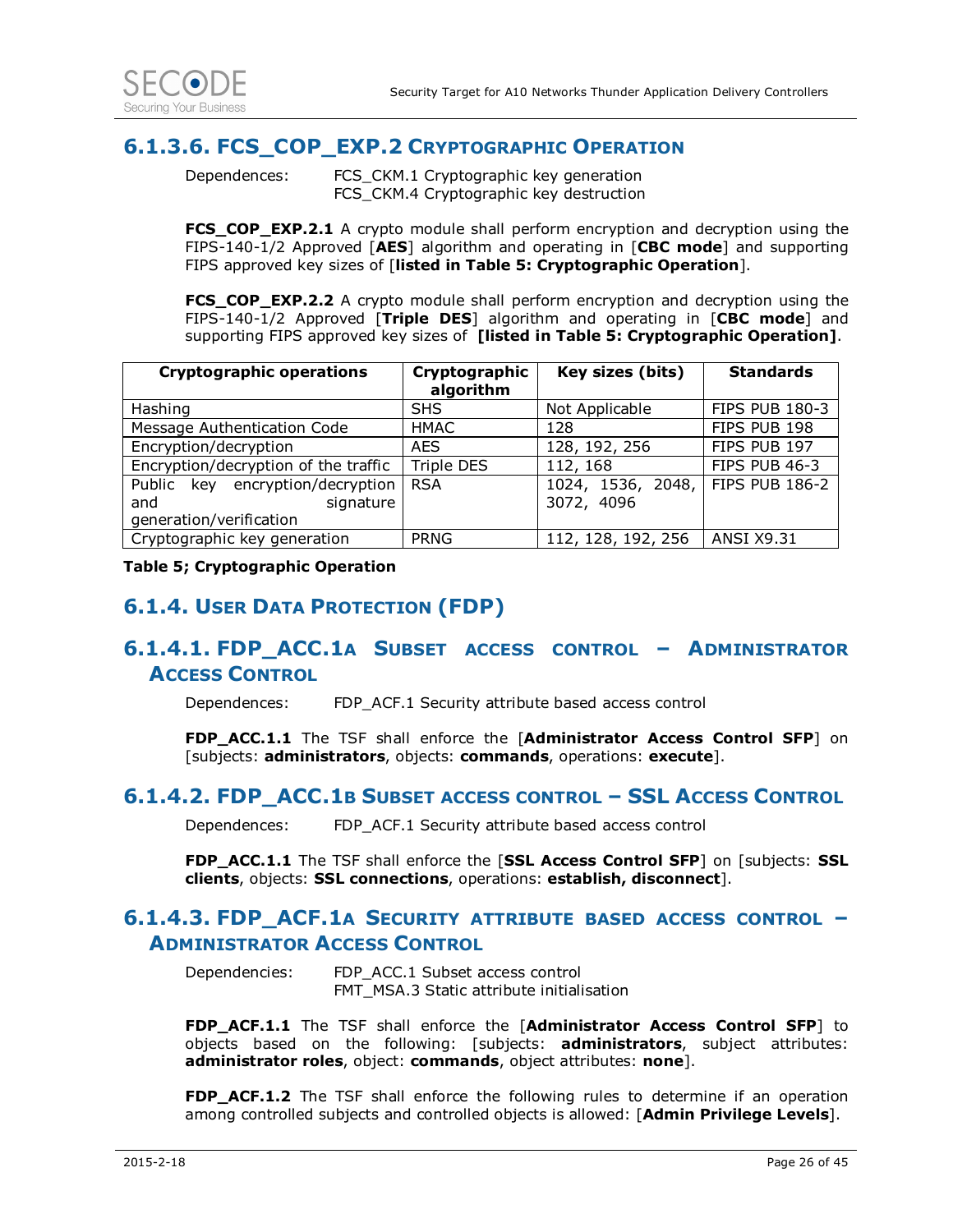### 6.1.3.6. FCS_COP_EXP.2 Cryptographic Operation

Dependences: FCS_CKM.1 Cryptographic key generation
FCS_CKM.4 Cryptographic key destruction

**FCS_COP_EXP.2.1** A crypto module shall perform encryption and decryption using the FIPS-140-1/2 Approved [**AES**] algorithm and operating in [**CBC mode**] and supporting FIPS approved key sizes of [**listed in Table 5: Cryptographic Operation**].

**FCS_COP_EXP.2.2** A crypto module shall perform encryption and decryption using the FIPS-140-1/2 Approved [**Triple DES**] algorithm and operating in [**CBC mode**] and supporting FIPS approved key sizes of **[listed in Table 5: Cryptographic Operation]**.

| Cryptographic operations | Cryptographic algorithm | Key sizes (bits) | Standards |
|---|---|---|---|
| Hashing | SHS | Not Applicable | FIPS PUB 180-3 |
| Message Authentication Code | HMAC | 128 | FIPS PUB 198 |
| Encryption/decryption | AES | 128, 192, 256 | FIPS PUB 197 |
| Encryption/decryption of the traffic | Triple DES | 112, 168 | FIPS PUB 46-3 |
| Public key encryption/decryption and signature generation/verification | RSA | 1024, 1536, 2048, 3072, 4096 | FIPS PUB 186-2 |
| Cryptographic key generation | PRNG | 112, 128, 192, 256 | ANSI X9.31 |

**Table 5; Cryptographic Operation**

## 6.1.4. User Data Protection (FDP)

### 6.1.4.1. FDP_ACC.1a Subset access control – Administrator Access Control

Dependences: FDP_ACF.1 Security attribute based access control

**FDP_ACC.1.1** The TSF shall enforce the [**Administrator Access Control SFP**] on [subjects: **administrators**, objects: **commands**, operations: **execute**].

### 6.1.4.2. FDP_ACC.1b Subset access control – SSL Access Control

Dependences: FDP_ACF.1 Security attribute based access control

**FDP_ACC.1.1** The TSF shall enforce the [**SSL Access Control SFP**] on [subjects: **SSL clients**, objects: **SSL connections**, operations: **establish, disconnect**].

### 6.1.4.3. FDP_ACF.1a Security attribute based access control – Administrator Access Control

Dependencies: FDP_ACC.1 Subset access control
FMT_MSA.3 Static attribute initialisation

**FDP_ACF.1.1** The TSF shall enforce the [**Administrator Access Control SFP**] to objects based on the following: [subjects: **administrators**, subject attributes: **administrator roles**, object: **commands**, object attributes: **none**].

**FDP_ACF.1.2** The TSF shall enforce the following rules to determine if an operation among controlled subjects and controlled objects is allowed: [**Admin Privilege Levels**].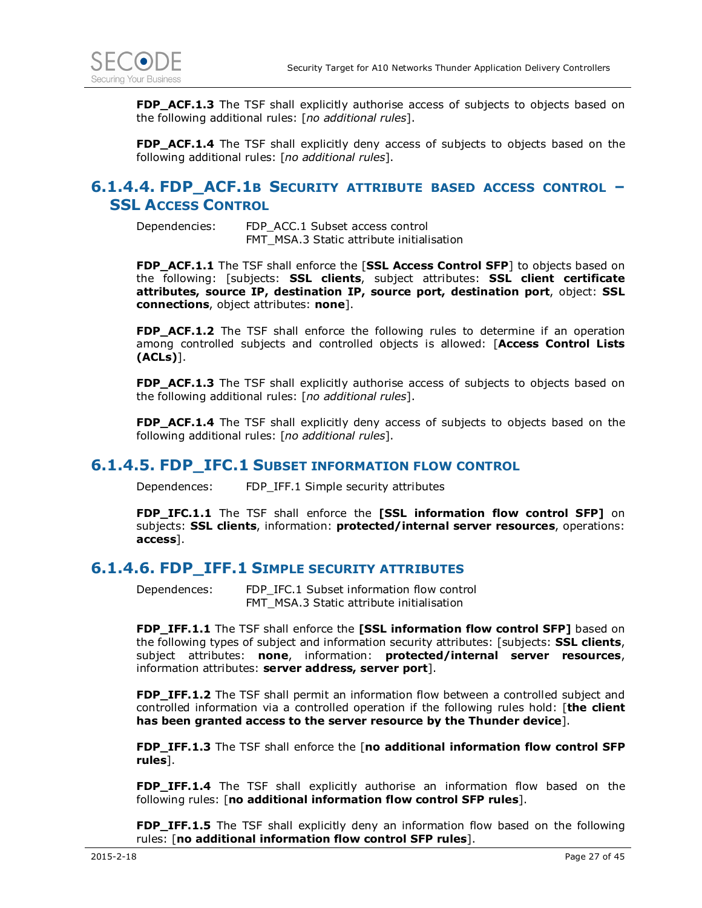**FDP_ACF.1.3** The TSF shall explicitly authorise access of subjects to objects based on the following additional rules: [*no additional rules*].

**FDP_ACF.1.4** The TSF shall explicitly deny access of subjects to objects based on the following additional rules: [*no additional rules*].

### 6.1.4.4. FDP_ACF.1B Security attribute based access control – SSL Access Control

Dependencies: FDP_ACC.1 Subset access control
FMT_MSA.3 Static attribute initialisation

**FDP_ACF.1.1** The TSF shall enforce the [**SSL Access Control SFP**] to objects based on the following: [subjects: **SSL clients**, subject attributes: **SSL client certificate attributes, source IP, destination IP, source port, destination port**, object: **SSL connections**, object attributes: **none**].

**FDP_ACF.1.2** The TSF shall enforce the following rules to determine if an operation among controlled subjects and controlled objects is allowed: [**Access Control Lists (ACLs)**].

**FDP_ACF.1.3** The TSF shall explicitly authorise access of subjects to objects based on the following additional rules: [*no additional rules*].

**FDP_ACF.1.4** The TSF shall explicitly deny access of subjects to objects based on the following additional rules: [*no additional rules*].

### 6.1.4.5. FDP_IFC.1 Subset information flow control

Dependences: FDP_IFF.1 Simple security attributes

**FDP_IFC.1.1** The TSF shall enforce the **[SSL information flow control SFP]** on subjects: **SSL clients**, information: **protected/internal server resources**, operations: **access**].

### 6.1.4.6. FDP_IFF.1 Simple security attributes

Dependences: FDP_IFC.1 Subset information flow control
FMT_MSA.3 Static attribute initialisation

**FDP_IFF.1.1** The TSF shall enforce the **[SSL information flow control SFP]** based on the following types of subject and information security attributes: [subjects: **SSL clients**, subject attributes: **none**, information: **protected/internal server resources**, information attributes: **server address, server port**].

**FDP_IFF.1.2** The TSF shall permit an information flow between a controlled subject and controlled information via a controlled operation if the following rules hold: [**the client has been granted access to the server resource by the Thunder device**].

**FDP_IFF.1.3** The TSF shall enforce the [**no additional information flow control SFP rules**].

**FDP_IFF.1.4** The TSF shall explicitly authorise an information flow based on the following rules: [**no additional information flow control SFP rules**].

**FDP_IFF.1.5** The TSF shall explicitly deny an information flow based on the following rules: [**no additional information flow control SFP rules**].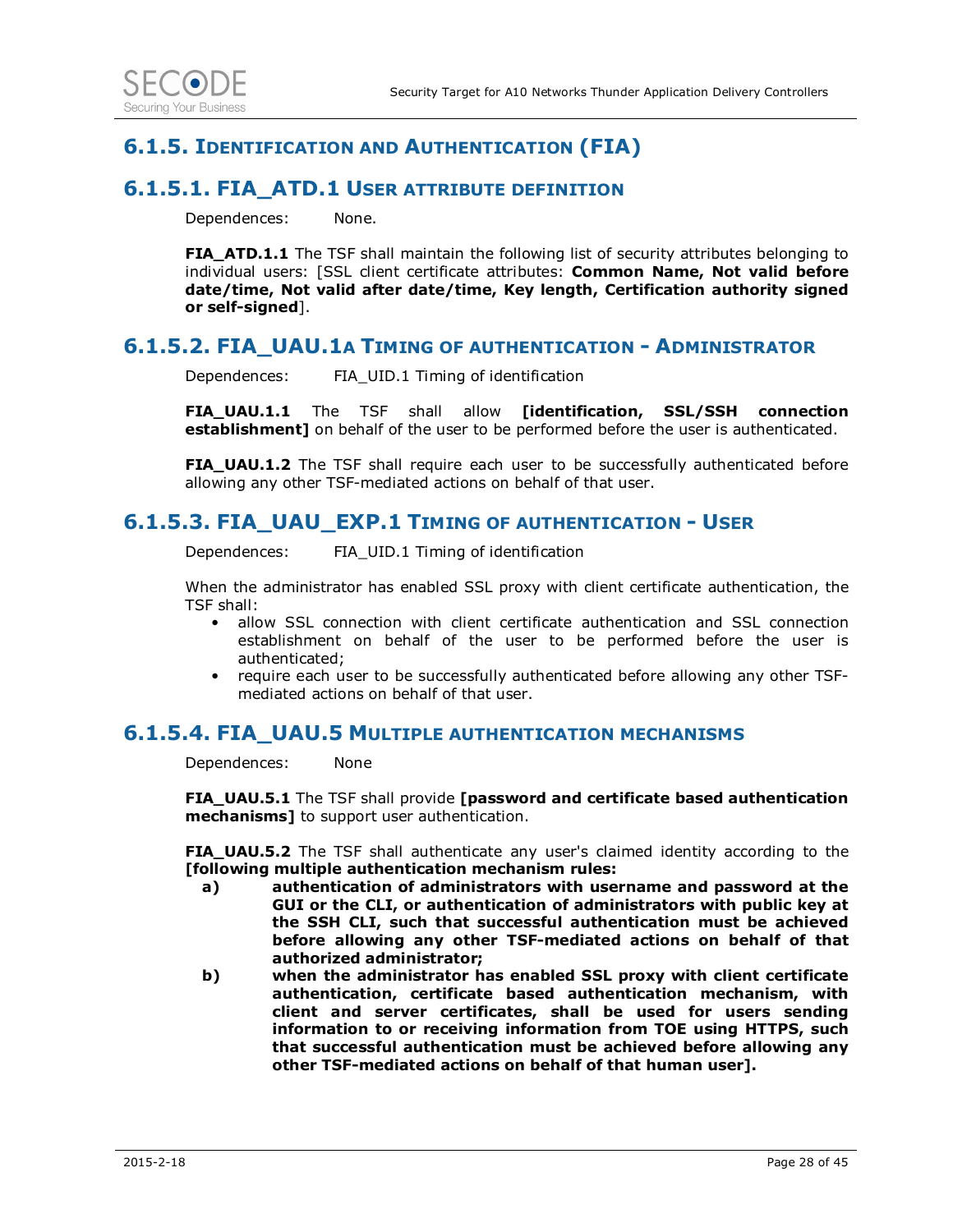## 6.1.5. Identification and Authentication (FIA)

### 6.1.5.1. FIA_ATD.1 User attribute definition

Dependences: None.

**FIA_ATD.1.1** The TSF shall maintain the following list of security attributes belonging to individual users: [SSL client certificate attributes: **Common Name, Not valid before date/time, Not valid after date/time, Key length, Certification authority signed or self-signed**].

### 6.1.5.2. FIA_UAU.1a Timing of authentication - Administrator

Dependences: FIA_UID.1 Timing of identification

**FIA_UAU.1.1** The TSF shall allow **[identification, SSL/SSH connection establishment]** on behalf of the user to be performed before the user is authenticated.

**FIA_UAU.1.2** The TSF shall require each user to be successfully authenticated before allowing any other TSF-mediated actions on behalf of that user.

### 6.1.5.3. FIA_UAU_EXP.1 Timing of authentication - User

Dependences: FIA_UID.1 Timing of identification

When the administrator has enabled SSL proxy with client certificate authentication, the TSF shall:

- allow SSL connection with client certificate authentication and SSL connection establishment on behalf of the user to be performed before the user is authenticated;
- require each user to be successfully authenticated before allowing any other TSF-mediated actions on behalf of that user.

### 6.1.5.4. FIA_UAU.5 Multiple authentication mechanisms

Dependences: None

**FIA_UAU.5.1** The TSF shall provide **[password and certificate based authentication mechanisms]** to support user authentication.

**FIA_UAU.5.2** The TSF shall authenticate any user's claimed identity according to the **[following multiple authentication mechanism rules:**

**a) authentication of administrators with username and password at the GUI or the CLI, or authentication of administrators with public key at the SSH CLI, such that successful authentication must be achieved before allowing any other TSF-mediated actions on behalf of that authorized administrator;**

**b) when the administrator has enabled SSL proxy with client certificate authentication, certificate based authentication mechanism, with client and server certificates, shall be used for users sending information to or receiving information from TOE using HTTPS, such that successful authentication must be achieved before allowing any other TSF-mediated actions on behalf of that human user].**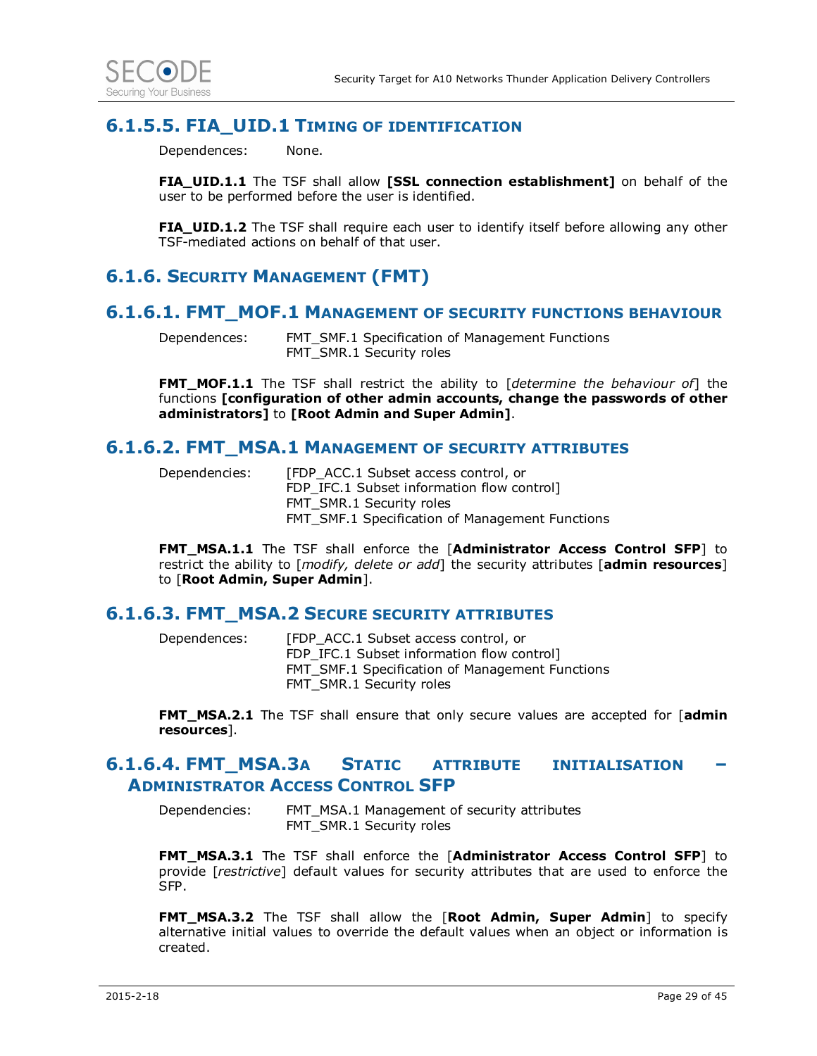### 6.1.5.5. FIA_UID.1 Timing of identification

Dependences: None.

**FIA_UID.1.1** The TSF shall allow **[SSL connection establishment]** on behalf of the user to be performed before the user is identified.

**FIA_UID.1.2** The TSF shall require each user to identify itself before allowing any other TSF-mediated actions on behalf of that user.

## 6.1.6. Security Management (FMT)

### 6.1.6.1. FMT_MOF.1 Management of security functions behaviour

Dependences: FMT_SMF.1 Specification of Management Functions
FMT_SMR.1 Security roles

**FMT_MOF.1.1** The TSF shall restrict the ability to [*determine the behaviour of*] the functions **[configuration of other admin accounts, change the passwords of other administrators]** to **[Root Admin and Super Admin]**.

### 6.1.6.2. FMT_MSA.1 Management of security attributes

Dependencies: [FDP_ACC.1 Subset access control, or
FDP_IFC.1 Subset information flow control]
FMT_SMR.1 Security roles
FMT_SMF.1 Specification of Management Functions

**FMT_MSA.1.1** The TSF shall enforce the [**Administrator Access Control SFP**] to restrict the ability to [*modify, delete or add*] the security attributes [**admin resources**] to [**Root Admin, Super Admin**].

### 6.1.6.3. FMT_MSA.2 Secure security attributes

Dependences: [FDP_ACC.1 Subset access control, or
FDP_IFC.1 Subset information flow control]
FMT_SMF.1 Specification of Management Functions
FMT_SMR.1 Security roles

**FMT_MSA.2.1** The TSF shall ensure that only secure values are accepted for [**admin resources**].

### 6.1.6.4. FMT_MSA.3a Static attribute initialisation – Administrator Access Control SFP

Dependencies: FMT_MSA.1 Management of security attributes
FMT_SMR.1 Security roles

**FMT_MSA.3.1** The TSF shall enforce the [**Administrator Access Control SFP**] to provide [*restrictive*] default values for security attributes that are used to enforce the SFP.

**FMT_MSA.3.2** The TSF shall allow the [**Root Admin, Super Admin**] to specify alternative initial values to override the default values when an object or information is created.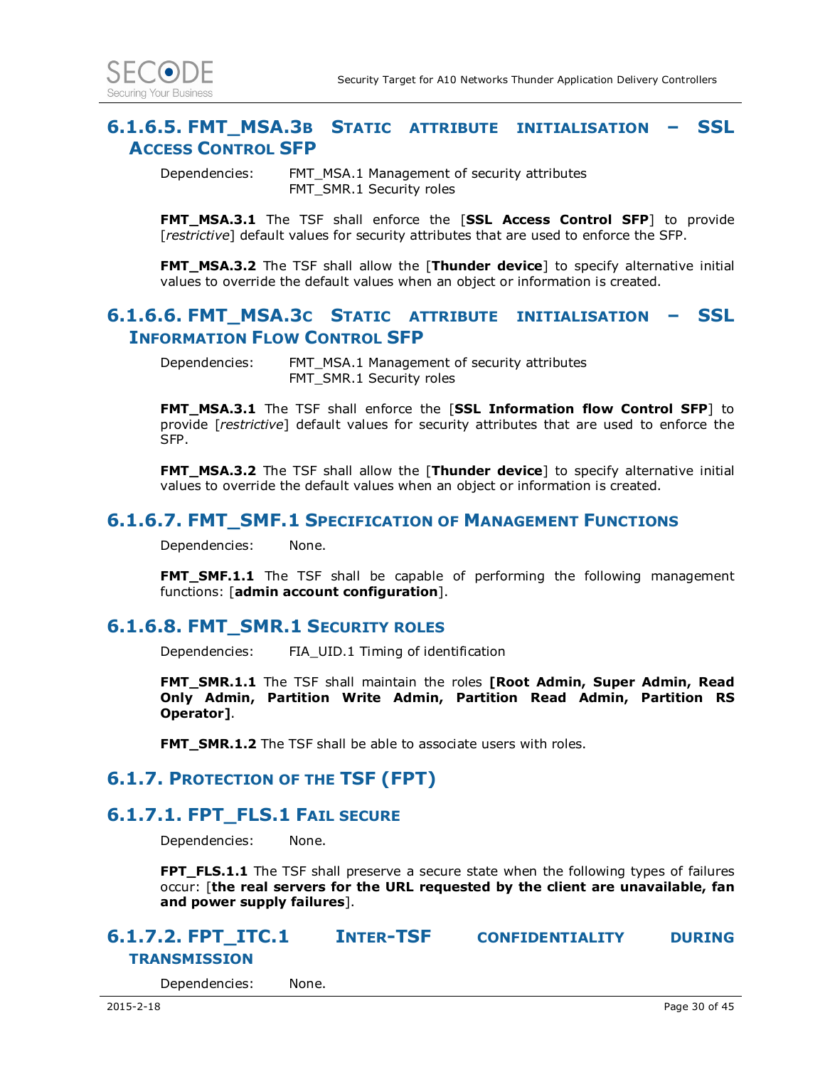#### 6.1.6.5. FMT_MSA.3b Static attribute initialisation – SSL Access Control SFP

Dependencies: FMT_MSA.1 Management of security attributes
FMT_SMR.1 Security roles

**FMT_MSA.3.1** The TSF shall enforce the [**SSL Access Control SFP**] to provide [*restrictive*] default values for security attributes that are used to enforce the SFP.

**FMT_MSA.3.2** The TSF shall allow the [**Thunder device**] to specify alternative initial values to override the default values when an object or information is created.

#### 6.1.6.6. FMT_MSA.3c Static attribute initialisation – SSL Information Flow Control SFP

Dependencies: FMT_MSA.1 Management of security attributes
FMT_SMR.1 Security roles

**FMT_MSA.3.1** The TSF shall enforce the [**SSL Information flow Control SFP**] to provide [*restrictive*] default values for security attributes that are used to enforce the SFP.

**FMT_MSA.3.2** The TSF shall allow the [**Thunder device**] to specify alternative initial values to override the default values when an object or information is created.

#### 6.1.6.7. FMT_SMF.1 Specification of Management Functions

Dependencies: None.

**FMT_SMF.1.1** The TSF shall be capable of performing the following management functions: [**admin account configuration**].

#### 6.1.6.8. FMT_SMR.1 Security roles

Dependencies: FIA_UID.1 Timing of identification

**FMT_SMR.1.1** The TSF shall maintain the roles **[Root Admin, Super Admin, Read Only Admin, Partition Write Admin, Partition Read Admin, Partition RS Operator]**.

**FMT_SMR.1.2** The TSF shall be able to associate users with roles.

### 6.1.7. Protection of the TSF (FPT)

#### 6.1.7.1. FPT_FLS.1 Fail secure

Dependencies: None.

**FPT_FLS.1.1** The TSF shall preserve a secure state when the following types of failures occur: [**the real servers for the URL requested by the client are unavailable, fan and power supply failures**].

#### 6.1.7.2. FPT_ITC.1 Inter-TSF confidentiality during transmission

Dependencies: None.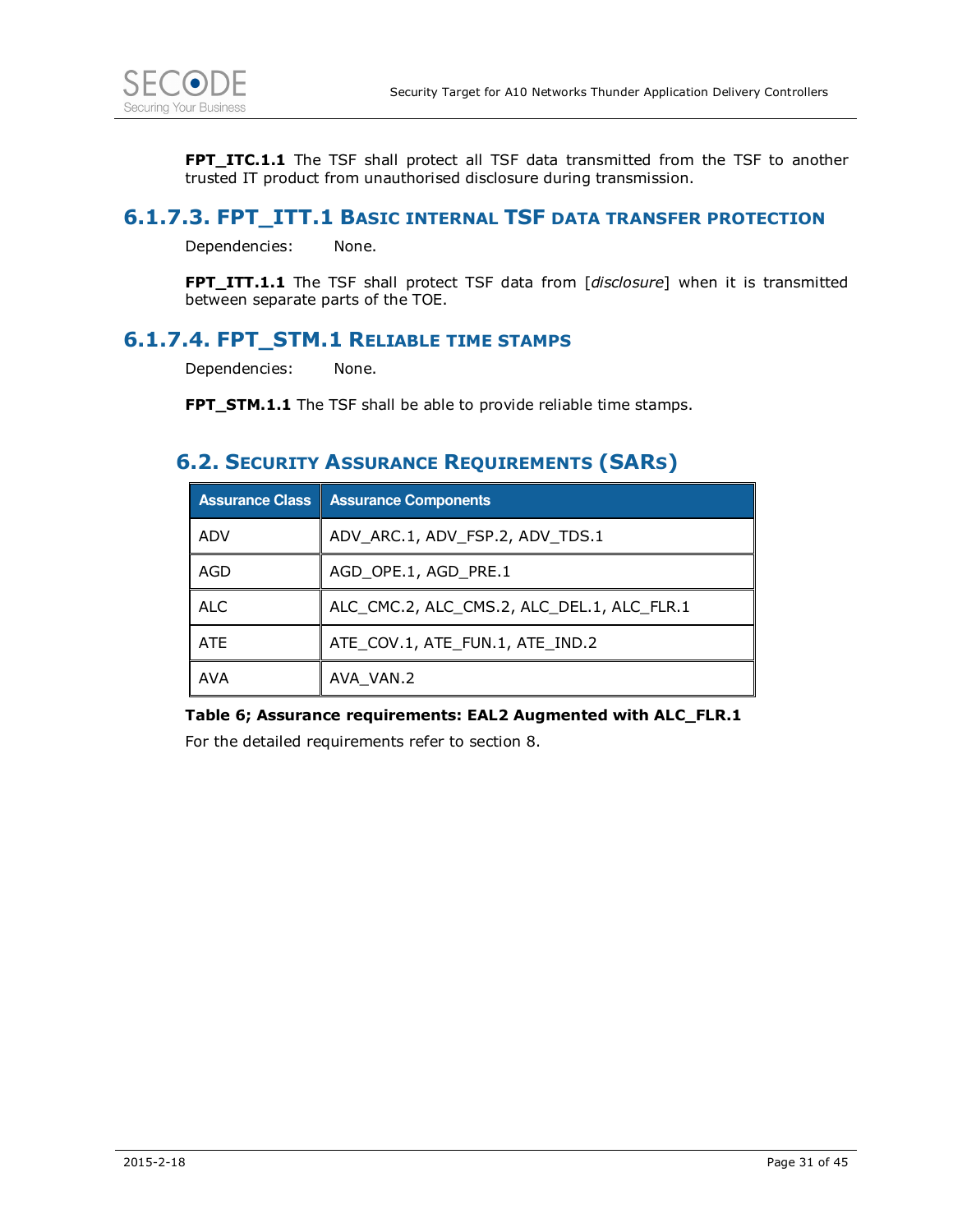**FPT_ITC.1.1** The TSF shall protect all TSF data transmitted from the TSF to another trusted IT product from unauthorised disclosure during transmission.

### 6.1.7.3. FPT_ITT.1 Basic internal TSF data transfer protection

Dependencies: None.

**FPT_ITT.1.1** The TSF shall protect TSF data from [*disclosure*] when it is transmitted between separate parts of the TOE.

### 6.1.7.4. FPT_STM.1 Reliable time stamps

Dependencies: None.

**FPT_STM.1.1** The TSF shall be able to provide reliable time stamps.

## 6.2. Security Assurance Requirements (SARs)

| Assurance Class | Assurance Components |
|---|---|
| ADV | ADV_ARC.1, ADV_FSP.2, ADV_TDS.1 |
| AGD | AGD_OPE.1, AGD_PRE.1 |
| ALC | ALC_CMC.2, ALC_CMS.2, ALC_DEL.1, ALC_FLR.1 |
| ATE | ATE_COV.1, ATE_FUN.1, ATE_IND.2 |
| AVA | AVA_VAN.2 |

**Table 6; Assurance requirements: EAL2 Augmented with ALC_FLR.1**

For the detailed requirements refer to section 8.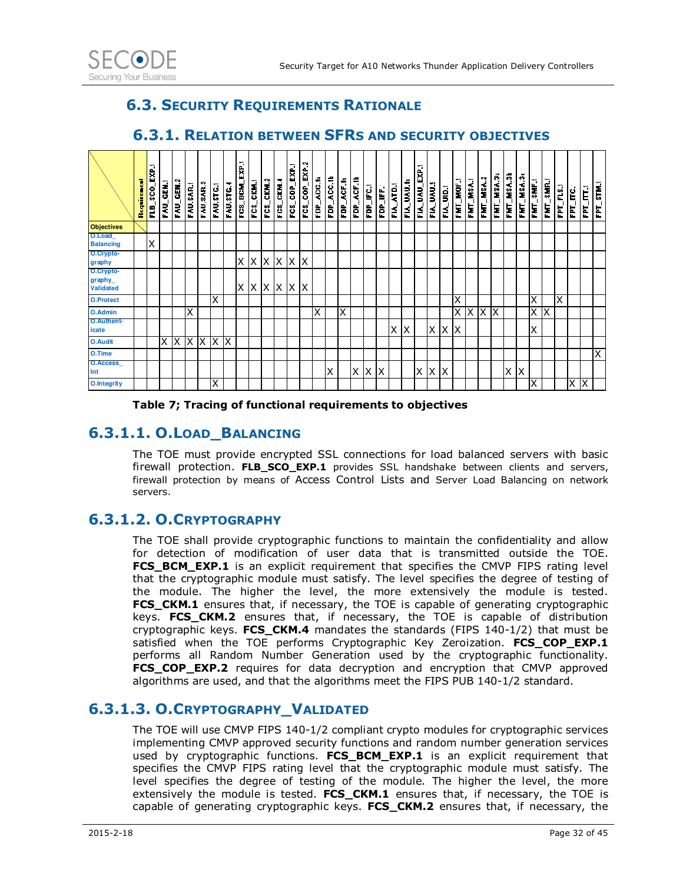## 6.3. Security Requirements Rationale

### 6.3.1. Relation between SFRs and security objectives

| Objectives \ Requirement | | FLB_SCO_EXP.1 | FAU_GEN.1 | FAU_GEN.2 | FAU_SAR.1 | FAU_SAR.3 | FAU_STG.1 | FAU_STG.4 | FCS_BCM_EXP.1 | FCS_CKM.1 | FCS_CKM.2 | FCS_CKM.4 | FCS_COP_EXP.1 | FCS_COP_EXP.2 | FDP_ACC.1a | FDP_ACC.1b | FDP_ACF.1a | FDP_ACF.1b | FDP_IFC.1 | FDP_IFF.1 | FIA_ATD.1 | FIA_UAU.1a | FIA_UAU_EXP.1 | FIA_UAU.5 | FIA_UID.1 | FMT_MOF.1 | FMT_MSA.1 | FMT_MSA.2 | FMT_MSA.3a | FMT_MSA.3b | FMT_MSA.3c | FMT_SMF.1 | FMT_SMR.1 | FPT_FLS.1 | FPT_ITC.1 | FPT_ITT.1 | FPT_STM.1 |
|---|---|---|---|---|---|---|---|---|---|---|---|---|---|---|---|---|---|---|---|---|---|---|---|---|---|---|---|---|---|---|---|---|---|---|---|---|---|
| O.Load_Balancing | | X | | | | | | | | | | | | | | | | | | | | | | | | | | | | | | | | | | | |
| O.Cryptography | | | | | | | | | X | X | X | X | X | X | | | | | | | | | | | | | | | | | | | | | | | |
| O.Cryptography_Validated | | | | | | | | | X | X | X | X | X | X | | | | | | | | | | | | | | | | | | | | | | | |
| O.Protect | | | | | | | X | | | | | | | | | | | | | | | | | | | X | | | | | | X | | X | | | |
| O.Admin | | | | | X | | | | | | | | | | X | | X | | | | | | | | | X | X | X | X | | | X | X | | | | |
| O.Authenticate | | | | | | | | | | | | | | | | | | | | | X | X | | X | X | X | | | | | | X | | | | | |
| O.Audit | | | X | X | X | X | X | X | | | | | | | | | | | | | | | | | | | | | | | | | | | | | |
| O.Time | | | | | | | | | | | | | | | | | | | | | | | | | | | | | | | | | | | | | X |
| O.Access_Int | | | | | | | | | | | | | | | | X | | X | X | X | | | X | X | X | | | | | X | X | | | | | | |
| O.Integrity | | | | | | | X | | | | | | | | | | | | | | | | | | | | | | | | | X | | | X | X | |

**Table 7; Tracing of functional requirements to objectives**

#### 6.3.1.1. O.Load_Balancing

The TOE must provide encrypted SSL connections for load balanced servers with basic firewall protection. **FLB_SCO_EXP.1** provides SSL handshake between clients and servers, firewall protection by means of Access Control Lists and Server Load Balancing on network servers.

#### 6.3.1.2. O.Cryptography

The TOE shall provide cryptographic functions to maintain the confidentiality and allow for detection of modification of user data that is transmitted outside the TOE. **FCS_BCM_EXP.1** is an explicit requirement that specifies the CMVP FIPS rating level that the cryptographic module must satisfy. The level specifies the degree of testing of the module. The higher the level, the more extensively the module is tested. **FCS_CKM.1** ensures that, if necessary, the TOE is capable of generating cryptographic keys. **FCS_CKM.2** ensures that, if necessary, the TOE is capable of distribution cryptographic keys. **FCS_CKM.4** mandates the standards (FIPS 140-1/2) that must be satisfied when the TOE performs Cryptographic Key Zeroization. **FCS_COP_EXP.1** performs all Random Number Generation used by the cryptographic functionality. **FCS_COP_EXP.2** requires for data decryption and encryption that CMVP approved algorithms are used, and that the algorithms meet the FIPS PUB 140-1/2 standard.

#### 6.3.1.3. O.Cryptography_Validated

The TOE will use CMVP FIPS 140-1/2 compliant crypto modules for cryptographic services implementing CMVP approved security functions and random number generation services used by cryptographic functions. **FCS_BCM_EXP.1** is an explicit requirement that specifies the CMVP FIPS rating level that the cryptographic module must satisfy. The level specifies the degree of testing of the module. The higher the level, the more extensively the module is tested. **FCS_CKM.1** ensures that, if necessary, the TOE is capable of generating cryptographic keys. **FCS_CKM.2** ensures that, if necessary, the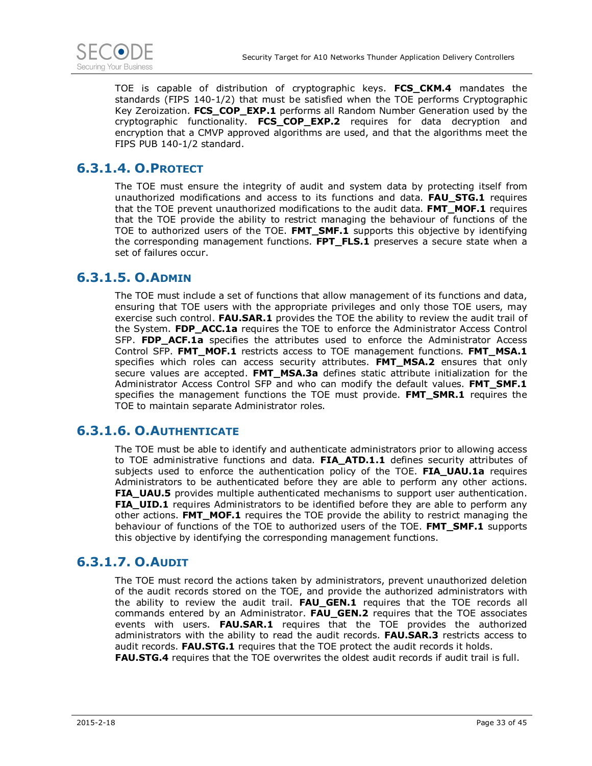TOE is capable of distribution of cryptographic keys. **FCS_CKM.4** mandates the standards (FIPS 140-1/2) that must be satisfied when the TOE performs Cryptographic Key Zeroization. **FCS_COP_EXP.1** performs all Random Number Generation used by the cryptographic functionality. **FCS_COP_EXP.2** requires for data decryption and encryption that a CMVP approved algorithms are used, and that the algorithms meet the FIPS PUB 140-1/2 standard.

### 6.3.1.4. O.PROTECT

The TOE must ensure the integrity of audit and system data by protecting itself from unauthorized modifications and access to its functions and data. **FAU_STG.1** requires that the TOE prevent unauthorized modifications to the audit data. **FMT_MOF.1** requires that the TOE provide the ability to restrict managing the behaviour of functions of the TOE to authorized users of the TOE. **FMT_SMF.1** supports this objective by identifying the corresponding management functions. **FPT_FLS.1** preserves a secure state when a set of failures occur.

### 6.3.1.5. O.ADMIN

The TOE must include a set of functions that allow management of its functions and data, ensuring that TOE users with the appropriate privileges and only those TOE users, may exercise such control. **FAU.SAR.1** provides the TOE the ability to review the audit trail of the System. **FDP_ACC.1a** requires the TOE to enforce the Administrator Access Control SFP. **FDP_ACF.1a** specifies the attributes used to enforce the Administrator Access Control SFP. **FMT_MOF.1** restricts access to TOE management functions. **FMT_MSA.1** specifies which roles can access security attributes. **FMT_MSA.2** ensures that only secure values are accepted. **FMT_MSA.3a** defines static attribute initialization for the Administrator Access Control SFP and who can modify the default values. **FMT_SMF.1** specifies the management functions the TOE must provide. **FMT_SMR.1** requires the TOE to maintain separate Administrator roles.

### 6.3.1.6. O.AUTHENTICATE

The TOE must be able to identify and authenticate administrators prior to allowing access to TOE administrative functions and data. **FIA_ATD.1.1** defines security attributes of subjects used to enforce the authentication policy of the TOE. **FIA_UAU.1a** requires Administrators to be authenticated before they are able to perform any other actions. **FIA_UAU.5** provides multiple authenticated mechanisms to support user authentication. **FIA_UID.1** requires Administrators to be identified before they are able to perform any other actions. **FMT_MOF.1** requires the TOE provide the ability to restrict managing the behaviour of functions of the TOE to authorized users of the TOE. **FMT_SMF.1** supports this objective by identifying the corresponding management functions.

### 6.3.1.7. O.AUDIT

The TOE must record the actions taken by administrators, prevent unauthorized deletion of the audit records stored on the TOE, and provide the authorized administrators with the ability to review the audit trail. **FAU_GEN.1** requires that the TOE records all commands entered by an Administrator. **FAU_GEN.2** requires that the TOE associates events with users. **FAU.SAR.1** requires that the TOE provides the authorized administrators with the ability to read the audit records. **FAU.SAR.3** restricts access to audit records. **FAU.STG.1** requires that the TOE protect the audit records it holds.
**FAU.STG.4** requires that the TOE overwrites the oldest audit records if audit trail is full.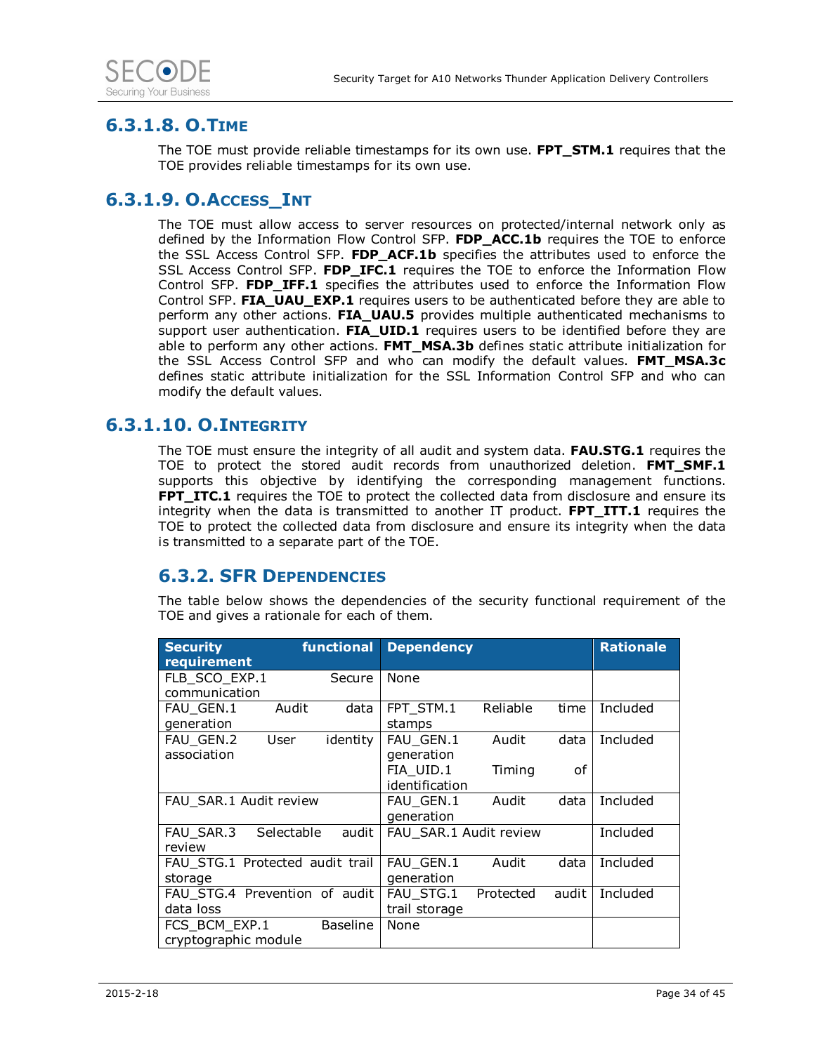### 6.3.1.8. O.Time

The TOE must provide reliable timestamps for its own use. **FPT_STM.1** requires that the TOE provides reliable timestamps for its own use.

### 6.3.1.9. O.Access_Int

The TOE must allow access to server resources on protected/internal network only as defined by the Information Flow Control SFP. **FDP_ACC.1b** requires the TOE to enforce the SSL Access Control SFP. **FDP_ACF.1b** specifies the attributes used to enforce the SSL Access Control SFP. **FDP_IFC.1** requires the TOE to enforce the Information Flow Control SFP. **FDP_IFF.1** specifies the attributes used to enforce the Information Flow Control SFP. **FIA_UAU_EXP.1** requires users to be authenticated before they are able to perform any other actions. **FIA_UAU.5** provides multiple authenticated mechanisms to support user authentication. **FIA_UID.1** requires users to be identified before they are able to perform any other actions. **FMT_MSA.3b** defines static attribute initialization for the SSL Access Control SFP and who can modify the default values. **FMT_MSA.3c** defines static attribute initialization for the SSL Information Control SFP and who can modify the default values.

### 6.3.1.10. O.Integrity

The TOE must ensure the integrity of all audit and system data. **FAU.STG.1** requires the TOE to protect the stored audit records from unauthorized deletion. **FMT_SMF.1** supports this objective by identifying the corresponding management functions. **FPT_ITC.1** requires the TOE to protect the collected data from disclosure and ensure its integrity when the data is transmitted to another IT product. **FPT_ITT.1** requires the TOE to protect the collected data from disclosure and ensure its integrity when the data is transmitted to a separate part of the TOE.

## 6.3.2. SFR Dependencies

The table below shows the dependencies of the security functional requirement of the TOE and gives a rationale for each of them.

| Security functional requirement | Dependency | Rationale |
|---|---|---|
| FLB_SCO_EXP.1 Secure communication | None | |
| FAU_GEN.1 Audit data generation | FPT_STM.1 Reliable time stamps | Included |
| FAU_GEN.2 User identity association | FAU_GEN.1 Audit data generation<br>FIA_UID.1 Timing of identification | Included |
| FAU_SAR.1 Audit review | FAU_GEN.1 Audit data generation | Included |
| FAU_SAR.3 Selectable audit review | FAU_SAR.1 Audit review | Included |
| FAU_STG.1 Protected audit trail storage | FAU_GEN.1 Audit data generation | Included |
| FAU_STG.4 Prevention of audit data loss | FAU_STG.1 Protected audit trail storage | Included |
| FCS_BCM_EXP.1 Baseline cryptographic module | None | |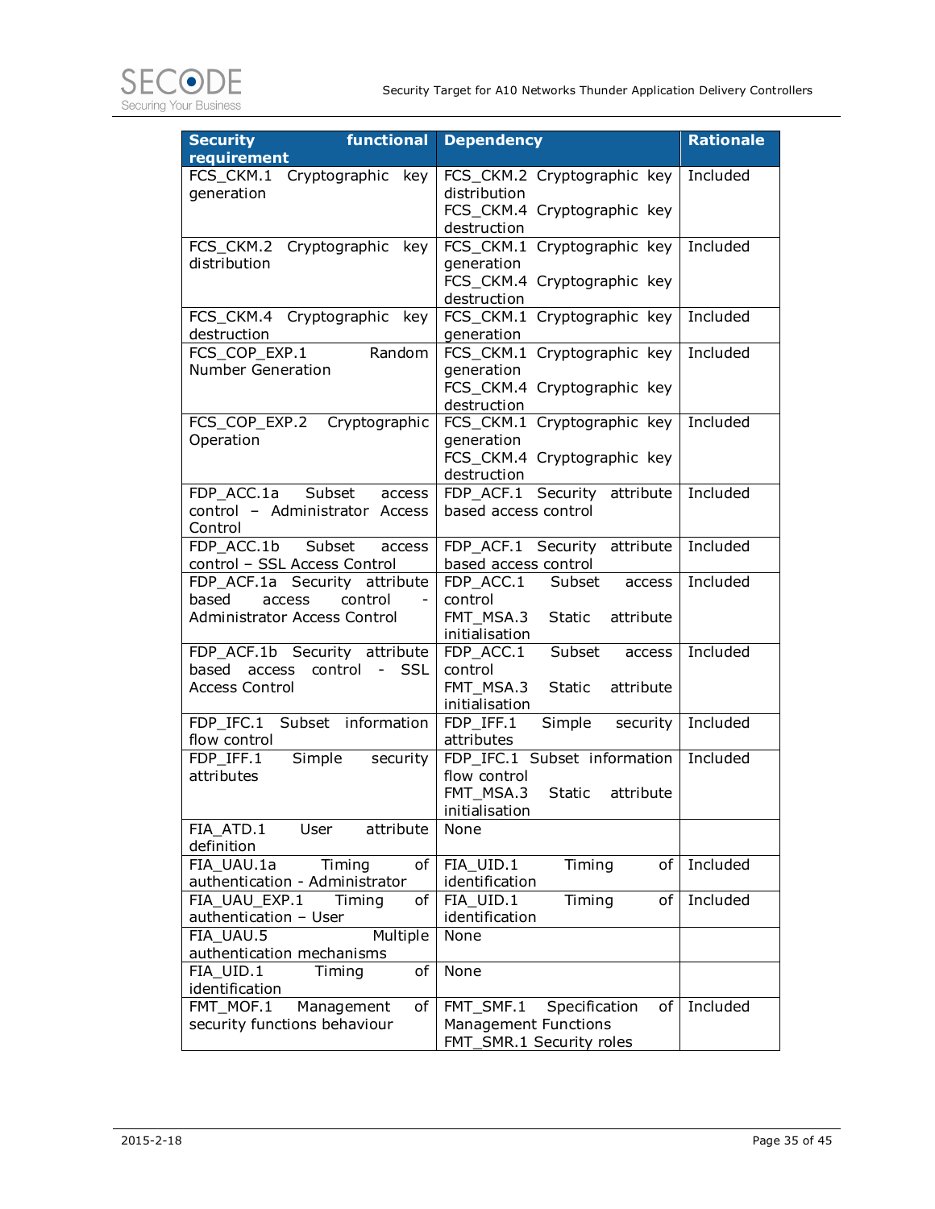| Security functional requirement | Dependency | Rationale |
|---|---|---|
| FCS_CKM.1 Cryptographic key generation | FCS_CKM.2 Cryptographic key distribution<br>FCS_CKM.4 Cryptographic key destruction | Included |
| FCS_CKM.2 Cryptographic key distribution | FCS_CKM.1 Cryptographic key generation<br>FCS_CKM.4 Cryptographic key destruction | Included |
| FCS_CKM.4 Cryptographic key destruction | FCS_CKM.1 Cryptographic key generation | Included |
| FCS_COP_EXP.1 Random Number Generation | FCS_CKM.1 Cryptographic key generation<br>FCS_CKM.4 Cryptographic key destruction | Included |
| FCS_COP_EXP.2 Cryptographic Operation | FCS_CKM.1 Cryptographic key generation<br>FCS_CKM.4 Cryptographic key destruction | Included |
| FDP_ACC.1a Subset access control – Administrator Access Control | FDP_ACF.1 Security attribute based access control | Included |
| FDP_ACC.1b Subset access control – SSL Access Control | FDP_ACF.1 Security attribute based access control | Included |
| FDP_ACF.1a Security attribute based access control - Administrator Access Control | FDP_ACC.1 Subset access control<br>FMT_MSA.3 Static attribute initialisation | Included |
| FDP_ACF.1b Security attribute based access control - SSL Access Control | FDP_ACC.1 Subset access control<br>FMT_MSA.3 Static attribute initialisation | Included |
| FDP_IFC.1 Subset information flow control | FDP_IFF.1 Simple security attributes | Included |
| FDP_IFF.1 Simple security attributes | FDP_IFC.1 Subset information flow control<br>FMT_MSA.3 Static attribute initialisation | Included |
| FIA_ATD.1 User attribute definition | None | |
| FIA_UAU.1a Timing of authentication - Administrator | FIA_UID.1 Timing of identification | Included |
| FIA_UAU_EXP.1 Timing of authentication – User | FIA_UID.1 Timing of identification | Included |
| FIA_UAU.5 Multiple authentication mechanisms | None | |
| FIA_UID.1 Timing of identification | None | |
| FMT_MOF.1 Management of security functions behaviour | FMT_SMF.1 Specification of Management Functions<br>FMT_SMR.1 Security roles | Included |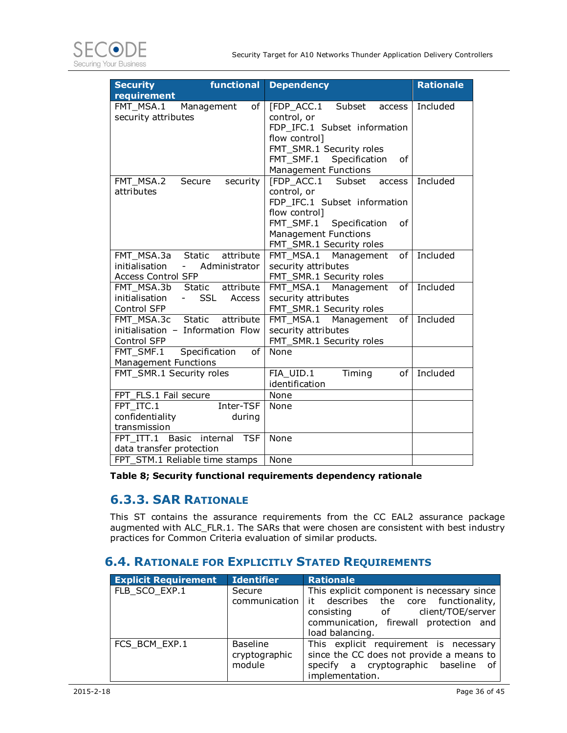| Security functional requirement | Dependency | Rationale |
|---|---|---|
| FMT_MSA.1 Management of security attributes | [FDP_ACC.1 Subset access control, or FDP_IFC.1 Subset information flow control] FMT_SMR.1 Security roles FMT_SMF.1 Specification of Management Functions | Included |
| FMT_MSA.2 Secure security attributes | [FDP_ACC.1 Subset access control, or FDP_IFC.1 Subset information flow control] FMT_SMF.1 Specification of Management Functions FMT_SMR.1 Security roles | Included |
| FMT_MSA.3a Static attribute initialisation - Administrator Access Control SFP | FMT_MSA.1 Management of security attributes FMT_SMR.1 Security roles | Included |
| FMT_MSA.3b Static attribute initialisation - SSL Access Control SFP | FMT_MSA.1 Management of security attributes FMT_SMR.1 Security roles | Included |
| FMT_MSA.3c Static attribute initialisation – Information Flow Control SFP | FMT_MSA.1 Management of security attributes FMT_SMR.1 Security roles | Included |
| FMT_SMF.1 Specification of Management Functions | None | |
| FMT_SMR.1 Security roles | FIA_UID.1 Timing of identification | Included |
| FPT_FLS.1 Fail secure | None | |
| FPT_ITC.1 Inter-TSF confidentiality during transmission | None | |
| FPT_ITT.1 Basic internal TSF data transfer protection | None | |
| FPT_STM.1 Reliable time stamps | None | |

**Table 8; Security functional requirements dependency rationale**

### 6.3.3. SAR Rationale

This ST contains the assurance requirements from the CC EAL2 assurance package augmented with ALC_FLR.1. The SARs that were chosen are consistent with best industry practices for Common Criteria evaluation of similar products.

## 6.4. Rationale for Explicitly Stated Requirements

| Explicit Requirement | Identifier | Rationale |
|---|---|---|
| FLB_SCO_EXP.1 | Secure communication | This explicit component is necessary since it describes the core functionality, consisting of client/TOE/server communication, firewall protection and load balancing. |
| FCS_BCM_EXP.1 | Baseline cryptographic module | This explicit requirement is necessary since the CC does not provide a means to specify a cryptographic baseline of implementation. |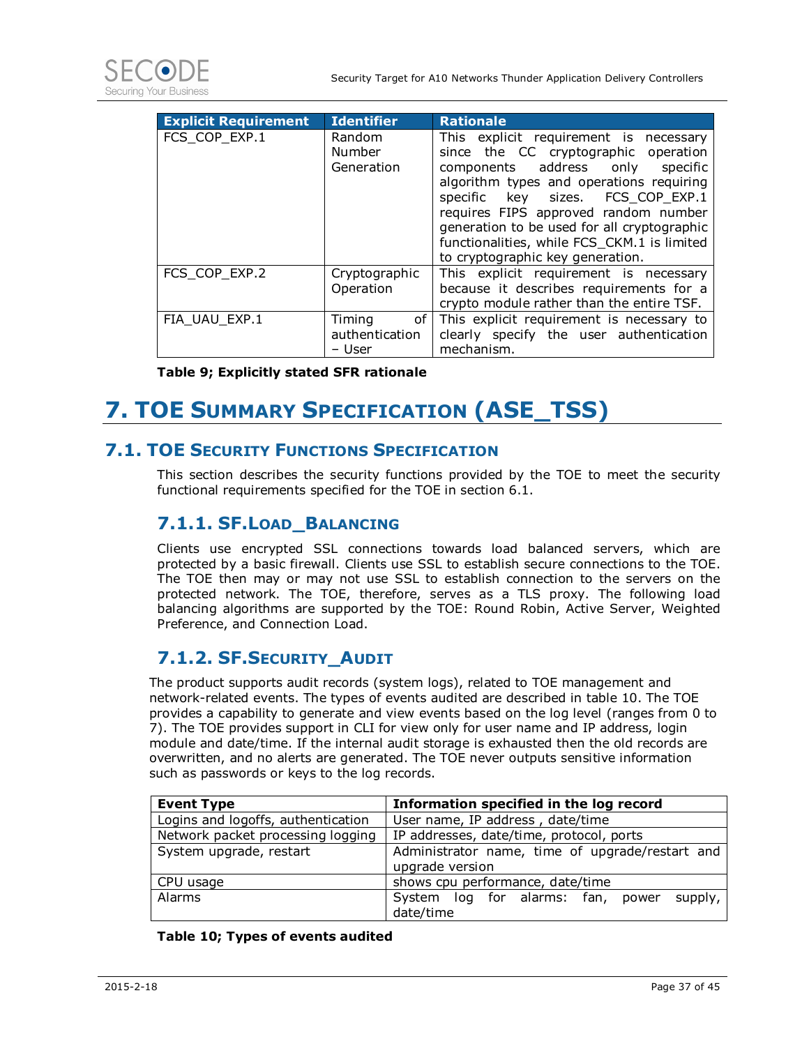| Explicit Requirement | Identifier | Rationale |
| --- | --- | --- |
| FCS_COP_EXP.1 | Random Number Generation | This explicit requirement is necessary since the CC cryptographic operation components address only specific algorithm types and operations requiring specific key sizes. FCS_COP_EXP.1 requires FIPS approved random number generation to be used for all cryptographic functionalities, while FCS_CKM.1 is limited to cryptographic key generation. |
| FCS_COP_EXP.2 | Cryptographic Operation | This explicit requirement is necessary because it describes requirements for a crypto module rather than the entire TSF. |
| FIA_UAU_EXP.1 | Timing of authentication – User | This explicit requirement is necessary to clearly specify the user authentication mechanism. |

**Table 9; Explicitly stated SFR rationale**

# 7. TOE Summary Specification (ASE_TSS)

## 7.1. TOE Security Functions Specification

This section describes the security functions provided by the TOE to meet the security functional requirements specified for the TOE in section 6.1.

### 7.1.1. SF.Load_Balancing

Clients use encrypted SSL connections towards load balanced servers, which are protected by a basic firewall. Clients use SSL to establish secure connections to the TOE. The TOE then may or may not use SSL to establish connection to the servers on the protected network. The TOE, therefore, serves as a TLS proxy. The following load balancing algorithms are supported by the TOE: Round Robin, Active Server, Weighted Preference, and Connection Load.

### 7.1.2. SF.Security_Audit

The product supports audit records (system logs), related to TOE management and network-related events. The types of events audited are described in table 10. The TOE provides a capability to generate and view events based on the log level (ranges from 0 to 7). The TOE provides support in CLI for view only for user name and IP address, login module and date/time. If the internal audit storage is exhausted then the old records are overwritten, and no alerts are generated. The TOE never outputs sensitive information such as passwords or keys to the log records.

| Event Type | Information specified in the log record |
| --- | --- |
| Logins and logoffs, authentication | User name, IP address , date/time |
| Network packet processing logging | IP addresses, date/time, protocol, ports |
| System upgrade, restart | Administrator name, time of upgrade/restart and upgrade version |
| CPU usage | shows cpu performance, date/time |
| Alarms | System log for alarms: fan, power supply, date/time |

**Table 10; Types of events audited**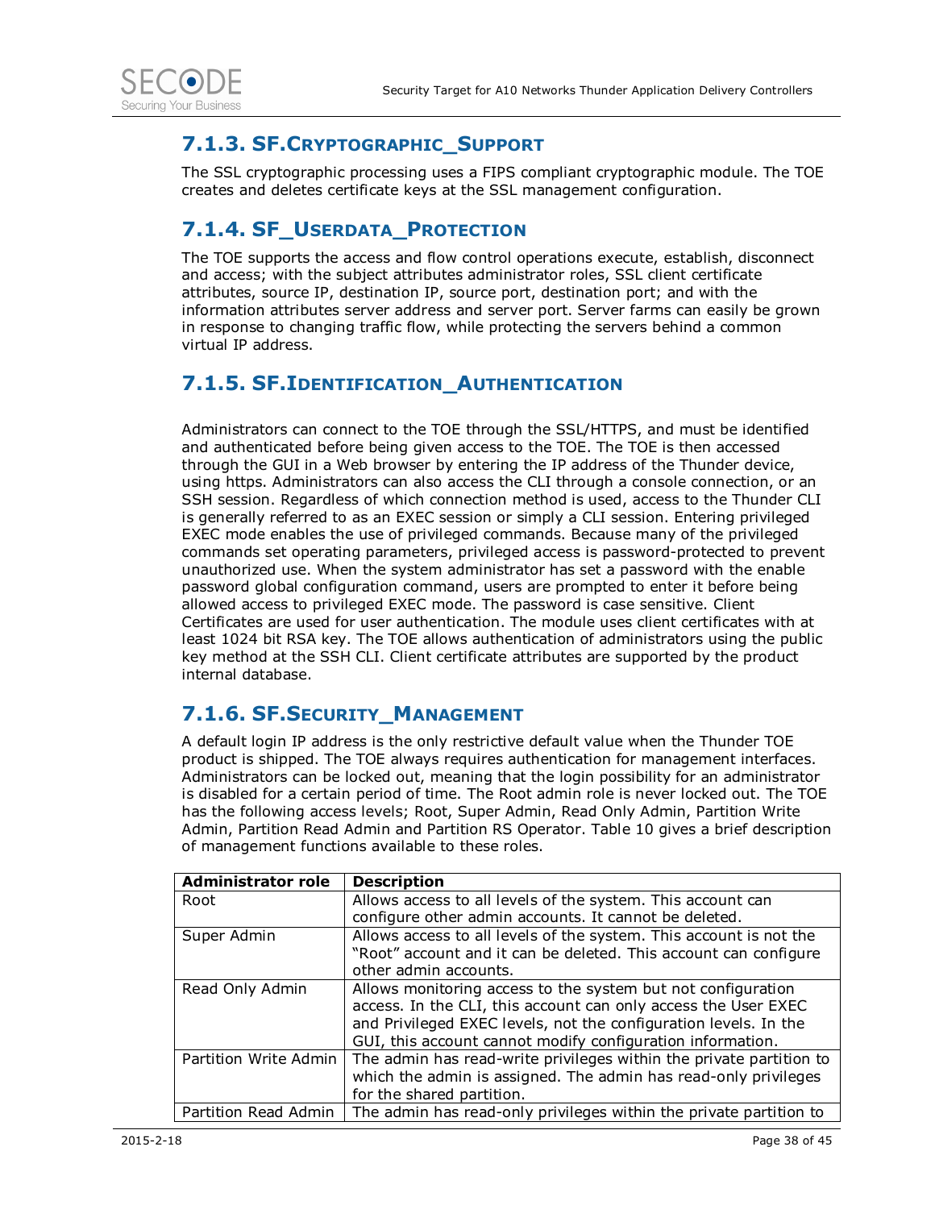### 7.1.3. SF.CRYPTOGRAPHIC_SUPPORT

The SSL cryptographic processing uses a FIPS compliant cryptographic module. The TOE creates and deletes certificate keys at the SSL management configuration.

### 7.1.4. SF_USERDATA_PROTECTION

The TOE supports the access and flow control operations execute, establish, disconnect and access; with the subject attributes administrator roles, SSL client certificate attributes, source IP, destination IP, source port, destination port; and with the information attributes server address and server port. Server farms can easily be grown in response to changing traffic flow, while protecting the servers behind a common virtual IP address.

### 7.1.5. SF.IDENTIFICATION_AUTHENTICATION

Administrators can connect to the TOE through the SSL/HTTPS, and must be identified and authenticated before being given access to the TOE. The TOE is then accessed through the GUI in a Web browser by entering the IP address of the Thunder device, using https. Administrators can also access the CLI through a console connection, or an SSH session. Regardless of which connection method is used, access to the Thunder CLI is generally referred to as an EXEC session or simply a CLI session. Entering privileged EXEC mode enables the use of privileged commands. Because many of the privileged commands set operating parameters, privileged access is password-protected to prevent unauthorized use. When the system administrator has set a password with the enable password global configuration command, users are prompted to enter it before being allowed access to privileged EXEC mode. The password is case sensitive. Client Certificates are used for user authentication. The module uses client certificates with at least 1024 bit RSA key. The TOE allows authentication of administrators using the public key method at the SSH CLI. Client certificate attributes are supported by the product internal database.

### 7.1.6. SF.SECURITY_MANAGEMENT

A default login IP address is the only restrictive default value when the Thunder TOE product is shipped. The TOE always requires authentication for management interfaces. Administrators can be locked out, meaning that the login possibility for an administrator is disabled for a certain period of time. The Root admin role is never locked out. The TOE has the following access levels; Root, Super Admin, Read Only Admin, Partition Write Admin, Partition Read Admin and Partition RS Operator. Table 10 gives a brief description of management functions available to these roles.

| Administrator role | Description |
|---|---|
| Root | Allows access to all levels of the system. This account can configure other admin accounts. It cannot be deleted. |
| Super Admin | Allows access to all levels of the system. This account is not the "Root" account and it can be deleted. This account can configure other admin accounts. |
| Read Only Admin | Allows monitoring access to the system but not configuration access. In the CLI, this account can only access the User EXEC and Privileged EXEC levels, not the configuration levels. In the GUI, this account cannot modify configuration information. |
| Partition Write Admin | The admin has read-write privileges within the private partition to which the admin is assigned. The admin has read-only privileges for the shared partition. |
| Partition Read Admin | The admin has read-only privileges within the private partition to |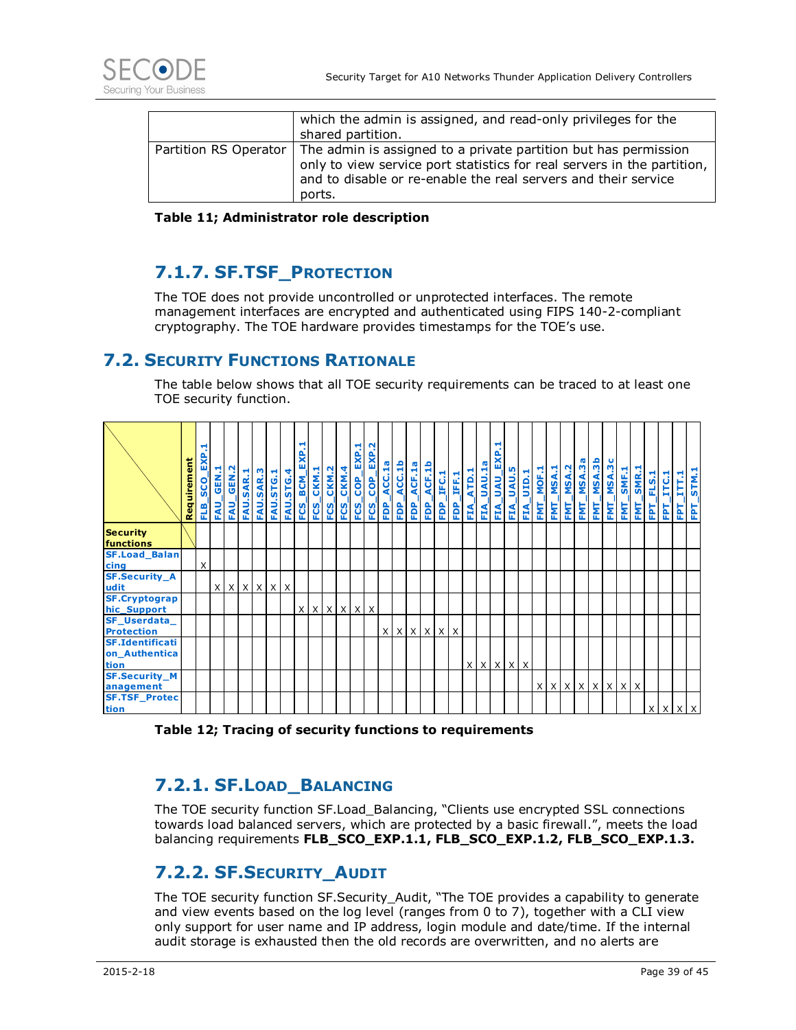| | which the admin is assigned, and read-only privileges for the shared partition. |
|---|---|
| Partition RS Operator | The admin is assigned to a private partition but has permission only to view service port statistics for real servers in the partition, and to disable or re-enable the real servers and their service ports. |

**Table 11; Administrator role description**

### 7.1.7. SF.TSF_PROTECTION

The TOE does not provide uncontrolled or unprotected interfaces. The remote management interfaces are encrypted and authenticated using FIPS 140-2-compliant cryptography. The TOE hardware provides timestamps for the TOE's use.

## 7.2. SECURITY FUNCTIONS RATIONALE

The table below shows that all TOE security requirements can be traced to at least one TOE security function.

| Security functions \ Requirement | FLB_SCO_EXP.1 | FAU_GEN.1 | FAU_GEN.2 | FAU.SAR.1 | FAU.SAR.3 | FAU.STG.1 | FAU.STG.4 | FCS_BCM_EXP.1 | FCS_CKM.1 | FCS_CKM.2 | FCS_CKM.4 | FCS_COP_EXP.1 | FCS_COP_EXP.2 | FDP_ACC.1a | FDP_ACC.1b | FDP_ACF.1a | FDP_ACF.1b | FDP_IFC.1 | FDP_IFF.1 | FIA_ATD.1 | FIA_UAU.1a | FIA_UAU_EXP.1 | FIA_UAU.5 | FIA_UID.1 | FMT_MOF.1 | FMT_MSA.1 | FMT_MSA.2 | FMT_MSA.3a | FMT_MSA.3b | FMT_MSA.3c | FMT_SMF.1 | FMT_SMR.1 | FPT_FLS.1 | FPT_ITC.1 | FPT_ITT.1 | FPT_STM.1 |
|---|---|---|---|---|---|---|---|---|---|---|---|---|---|---|---|---|---|---|---|---|---|---|---|---|---|---|---|---|---|---|---|---|---|---|---|---|
| SF.Load_Balancing | X | | | | | | | | | | | | | | | | | | | | | | | | | | | | | | | | | | | |
| SF.Security_Audit | | X | X | X | X | X | X | | | | | | | | | | | | | | | | | | | | | | | | | | | | | |
| SF.Cryptographic_Support | | | | | | | | X | X | X | X | X | X | | | | | | | | | | | | | | | | | | | | | | | |
| SF_Userdata_Protection | | | | | | | | | | | | | | X | X | X | X | X | X | | | | | | | | | | | | | | | | | |
| SF.Identification_Authentication | | | | | | | | | | | | | | | | | | | | X | X | X | X | X | | | | | | | | | | | | |
| SF.Security_Management | | | | | | | | | | | | | | | | | | | | | | | | | X | X | X | X | X | X | X | X | | | | |
| SF.TSF_Protection | | | | | | | | | | | | | | | | | | | | | | | | | | | | | | | | | X | X | X | X |

**Table 12; Tracing of security functions to requirements**

### 7.2.1. SF.LOAD_BALANCING

The TOE security function SF.Load_Balancing, "Clients use encrypted SSL connections towards load balanced servers, which are protected by a basic firewall.", meets the load balancing requirements **FLB_SCO_EXP.1.1, FLB_SCO_EXP.1.2, FLB_SCO_EXP.1.3.**

### 7.2.2. SF.SECURITY_AUDIT

The TOE security function SF.Security_Audit, "The TOE provides a capability to generate and view events based on the log level (ranges from 0 to 7), together with a CLI view only support for user name and IP address, login module and date/time. If the internal audit storage is exhausted then the old records are overwritten, and no alerts are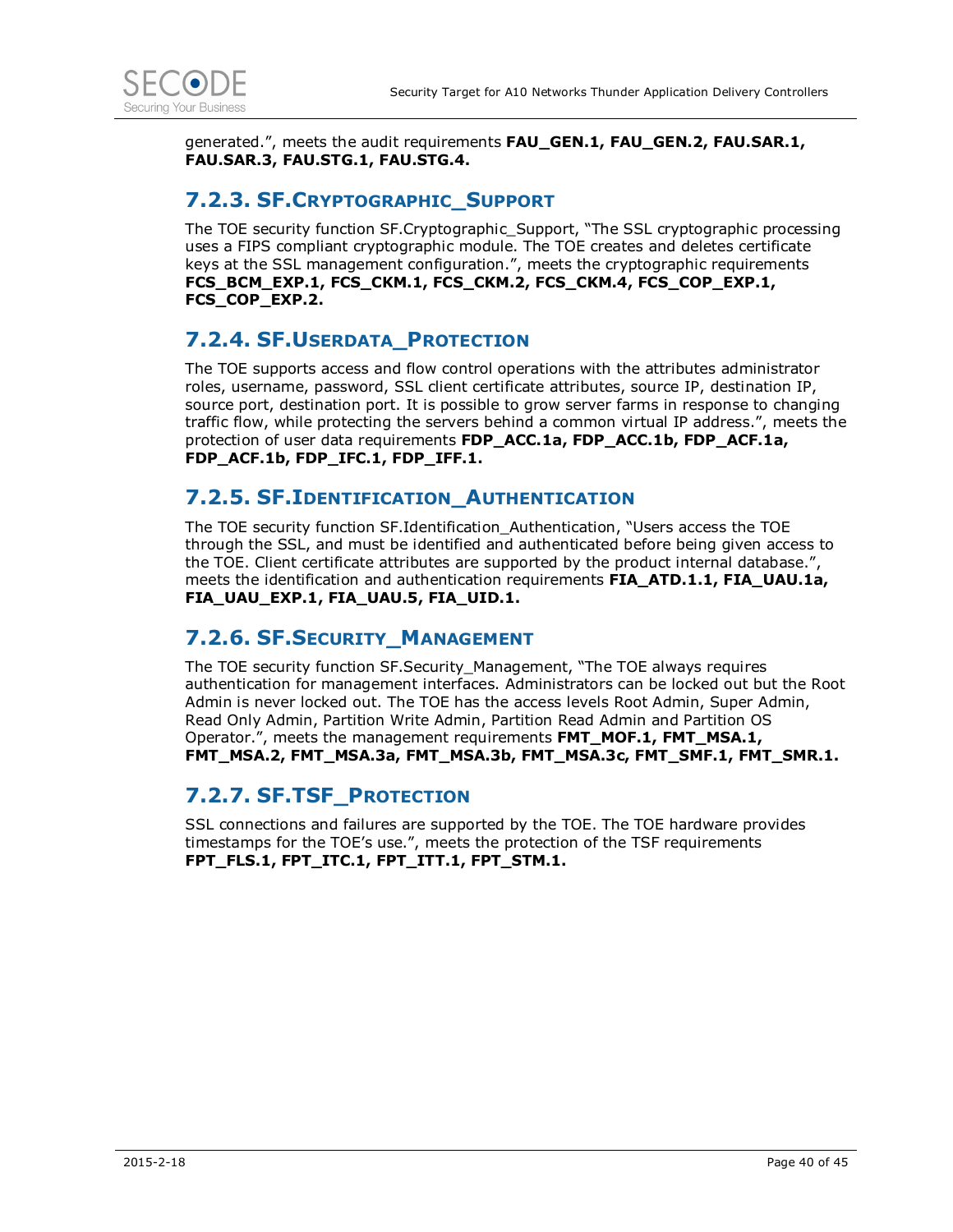generated.", meets the audit requirements **FAU_GEN.1, FAU_GEN.2, FAU.SAR.1, FAU.SAR.3, FAU.STG.1, FAU.STG.4.**

### 7.2.3. SF.Cryptographic_Support

The TOE security function SF.Cryptographic_Support, "The SSL cryptographic processing uses a FIPS compliant cryptographic module. The TOE creates and deletes certificate keys at the SSL management configuration.", meets the cryptographic requirements **FCS_BCM_EXP.1, FCS_CKM.1, FCS_CKM.2, FCS_CKM.4, FCS_COP_EXP.1, FCS_COP_EXP.2.**

### 7.2.4. SF.Userdata_Protection

The TOE supports access and flow control operations with the attributes administrator roles, username, password, SSL client certificate attributes, source IP, destination IP, source port, destination port. It is possible to grow server farms in response to changing traffic flow, while protecting the servers behind a common virtual IP address.", meets the protection of user data requirements **FDP_ACC.1a, FDP_ACC.1b, FDP_ACF.1a, FDP_ACF.1b, FDP_IFC.1, FDP_IFF.1.**

### 7.2.5. SF.Identification_Authentication

The TOE security function SF.Identification_Authentication, "Users access the TOE through the SSL, and must be identified and authenticated before being given access to the TOE. Client certificate attributes are supported by the product internal database.", meets the identification and authentication requirements **FIA_ATD.1.1, FIA_UAU.1a, FIA_UAU_EXP.1, FIA_UAU.5, FIA_UID.1.**

### 7.2.6. SF.Security_Management

The TOE security function SF.Security_Management, "The TOE always requires authentication for management interfaces. Administrators can be locked out but the Root Admin is never locked out. The TOE has the access levels Root Admin, Super Admin, Read Only Admin, Partition Write Admin, Partition Read Admin and Partition OS Operator.", meets the management requirements **FMT_MOF.1, FMT_MSA.1, FMT_MSA.2, FMT_MSA.3a, FMT_MSA.3b, FMT_MSA.3c, FMT_SMF.1, FMT_SMR.1.**

### 7.2.7. SF.TSF_Protection

SSL connections and failures are supported by the TOE. The TOE hardware provides timestamps for the TOE's use.", meets the protection of the TSF requirements **FPT_FLS.1, FPT_ITC.1, FPT_ITT.1, FPT_STM.1.**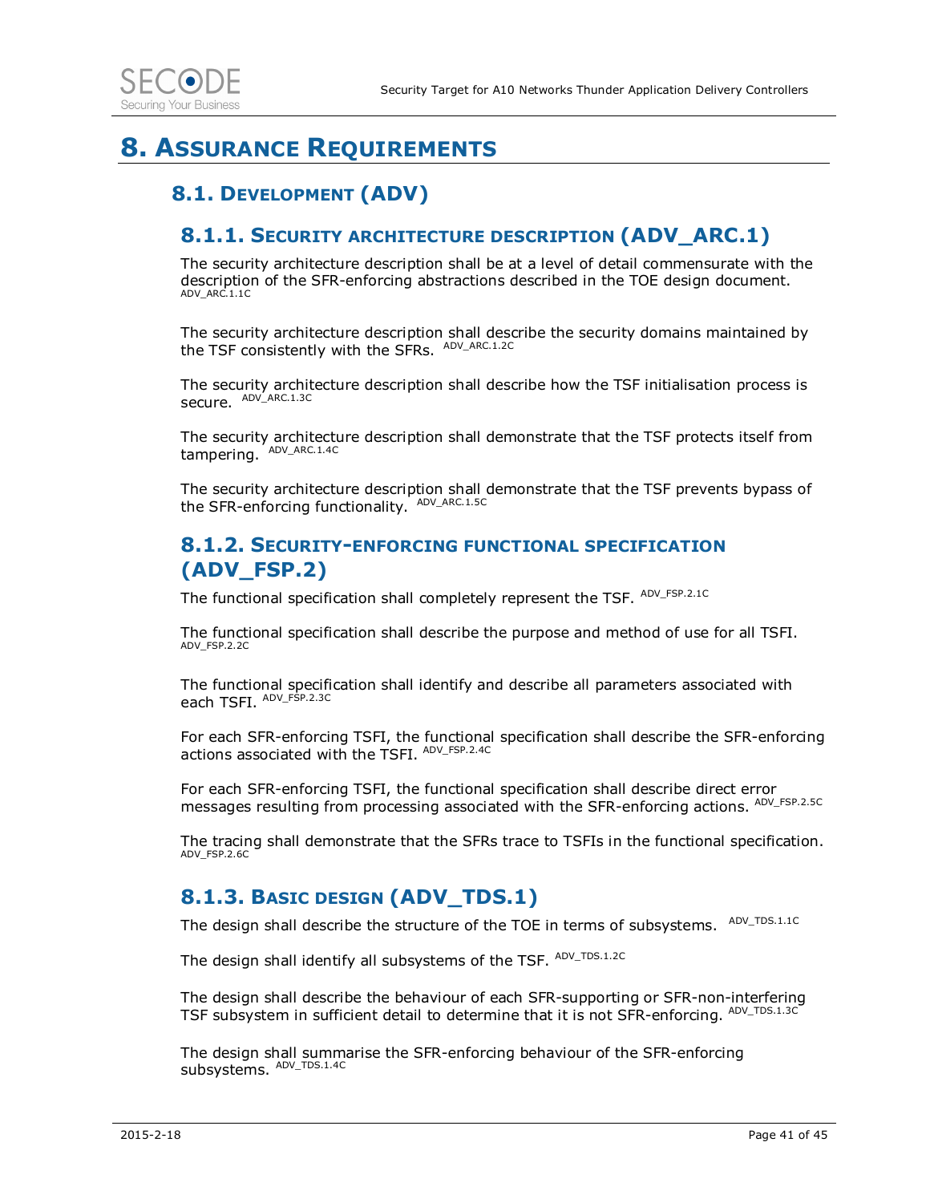# 8. Assurance Requirements

## 8.1. Development (ADV)

### 8.1.1. Security architecture description (ADV_ARC.1)

The security architecture description shall be at a level of detail commensurate with the description of the SFR-enforcing abstractions described in the TOE design document. ADV_ARC.1.1C

The security architecture description shall describe the security domains maintained by the TSF consistently with the SFRs. ADV_ARC.1.2C

The security architecture description shall describe how the TSF initialisation process is secure. ADV_ARC.1.3C

The security architecture description shall demonstrate that the TSF protects itself from tampering. ADV_ARC.1.4C

The security architecture description shall demonstrate that the TSF prevents bypass of the SFR-enforcing functionality. ADV_ARC.1.5C

### 8.1.2. Security-enforcing functional specification (ADV_FSP.2)

The functional specification shall completely represent the TSF. ADV_FSP.2.1C

The functional specification shall describe the purpose and method of use for all TSFI. ADV_FSP.2.2C

The functional specification shall identify and describe all parameters associated with each TSFI. ADV_FSP.2.3C

For each SFR-enforcing TSFI, the functional specification shall describe the SFR-enforcing actions associated with the TSFI. ADV_FSP.2.4C

For each SFR-enforcing TSFI, the functional specification shall describe direct error messages resulting from processing associated with the SFR-enforcing actions. ADV_FSP.2.5C

The tracing shall demonstrate that the SFRs trace to TSFIs in the functional specification. ADV_FSP.2.6C

### 8.1.3. Basic design (ADV_TDS.1)

The design shall describe the structure of the TOE in terms of subsystems. ADV_TDS.1.1C

The design shall identify all subsystems of the TSF. ADV_TDS.1.2C

The design shall describe the behaviour of each SFR-supporting or SFR-non-interfering TSF subsystem in sufficient detail to determine that it is not SFR-enforcing. ADV_TDS.1.3C

The design shall summarise the SFR-enforcing behaviour of the SFR-enforcing subsystems. ADV_TDS.1.4C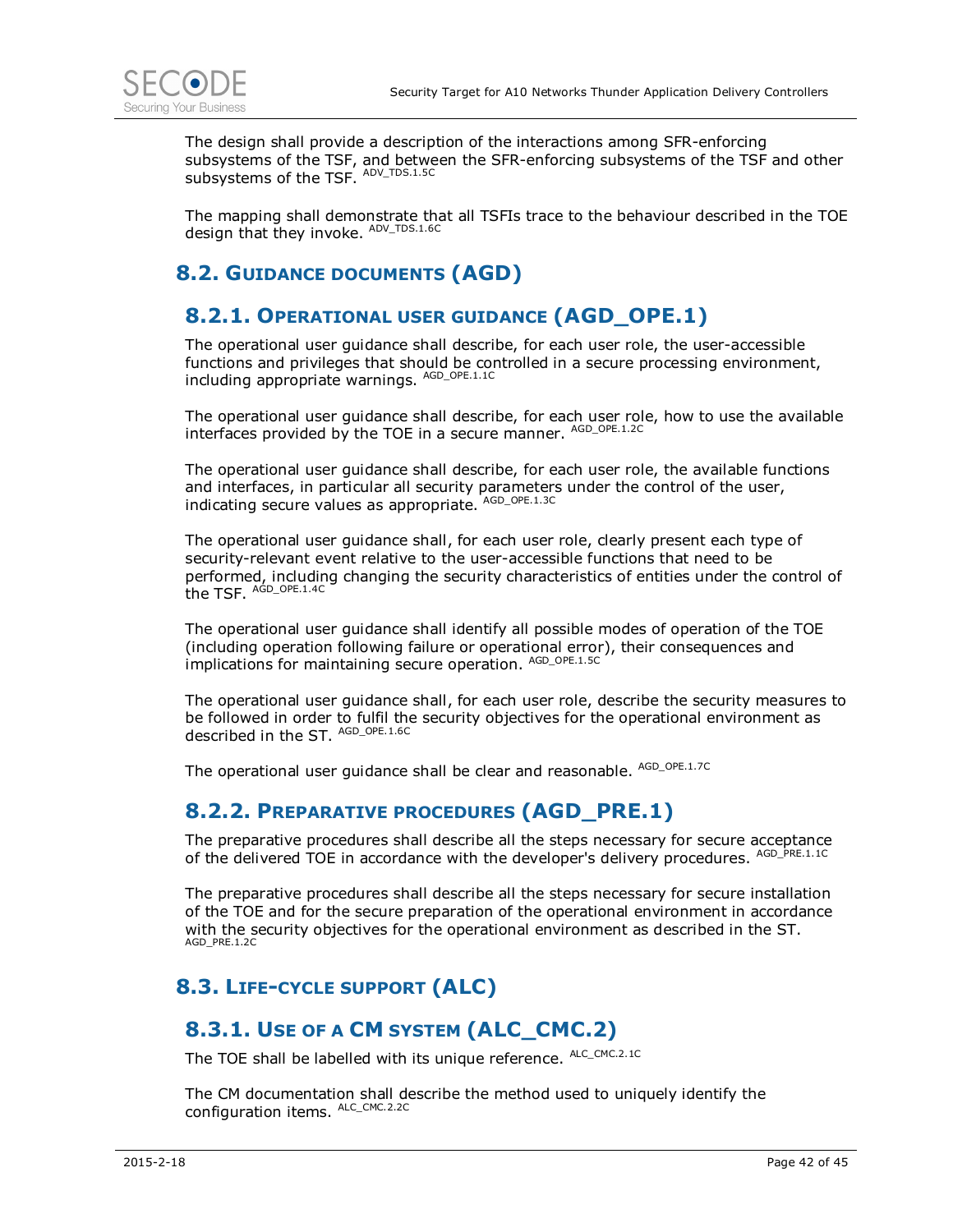The design shall provide a description of the interactions among SFR-enforcing subsystems of the TSF, and between the SFR-enforcing subsystems of the TSF and other subsystems of the TSF. [ADV_TDS.1.5C]

The mapping shall demonstrate that all TSFIs trace to the behaviour described in the TOE design that they invoke. [ADV_TDS.1.6C]

## 8.2. Guidance documents (AGD)

### 8.2.1. Operational user guidance (AGD_OPE.1)

The operational user guidance shall describe, for each user role, the user-accessible functions and privileges that should be controlled in a secure processing environment, including appropriate warnings. [AGD_OPE.1.1C]

The operational user guidance shall describe, for each user role, how to use the available interfaces provided by the TOE in a secure manner. [AGD_OPE.1.2C]

The operational user guidance shall describe, for each user role, the available functions and interfaces, in particular all security parameters under the control of the user, indicating secure values as appropriate. [AGD_OPE.1.3C]

The operational user guidance shall, for each user role, clearly present each type of security-relevant event relative to the user-accessible functions that need to be performed, including changing the security characteristics of entities under the control of the TSF. [AGD_OPE.1.4C]

The operational user guidance shall identify all possible modes of operation of the TOE (including operation following failure or operational error), their consequences and implications for maintaining secure operation. [AGD_OPE.1.5C]

The operational user guidance shall, for each user role, describe the security measures to be followed in order to fulfil the security objectives for the operational environment as described in the ST. [AGD_OPE.1.6C]

The operational user guidance shall be clear and reasonable. [AGD_OPE.1.7C]

### 8.2.2. Preparative procedures (AGD_PRE.1)

The preparative procedures shall describe all the steps necessary for secure acceptance of the delivered TOE in accordance with the developer's delivery procedures. [AGD_PRE.1.1C]

The preparative procedures shall describe all the steps necessary for secure installation of the TOE and for the secure preparation of the operational environment in accordance with the security objectives for the operational environment as described in the ST. [AGD_PRE.1.2C]

## 8.3. Life-cycle support (ALC)

### 8.3.1. Use of a CM system (ALC_CMC.2)

The TOE shall be labelled with its unique reference. [ALC_CMC.2.1C]

The CM documentation shall describe the method used to uniquely identify the configuration items. [ALC_CMC.2.2C]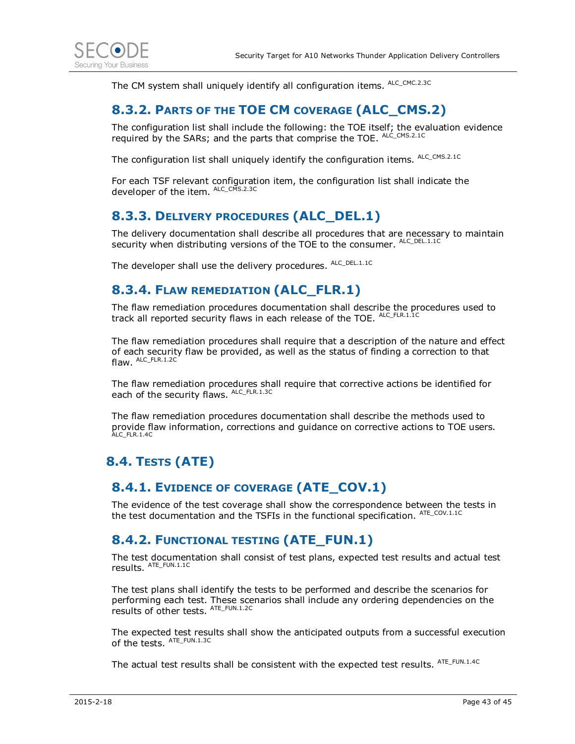The CM system shall uniquely identify all configuration items. ALC_CMC.2.3C

### 8.3.2. Parts of the TOE CM coverage (ALC_CMS.2)

The configuration list shall include the following: the TOE itself; the evaluation evidence required by the SARs; and the parts that comprise the TOE. ALC_CMS.2.1C

The configuration list shall uniquely identify the configuration items. ALC_CMS.2.1C

For each TSF relevant configuration item, the configuration list shall indicate the developer of the item. ALC_CMS.2.3C

### 8.3.3. Delivery procedures (ALC_DEL.1)

The delivery documentation shall describe all procedures that are necessary to maintain security when distributing versions of the TOE to the consumer. ALC_DEL.1.1C

The developer shall use the delivery procedures. ALC_DEL.1.1C

### 8.3.4. Flaw remediation (ALC_FLR.1)

The flaw remediation procedures documentation shall describe the procedures used to track all reported security flaws in each release of the TOE. ALC_FLR.1.1C

The flaw remediation procedures shall require that a description of the nature and effect of each security flaw be provided, as well as the status of finding a correction to that flaw. ALC_FLR.1.2C

The flaw remediation procedures shall require that corrective actions be identified for each of the security flaws. ALC_FLR.1.3C

The flaw remediation procedures documentation shall describe the methods used to provide flaw information, corrections and guidance on corrective actions to TOE users. ALC_FLR.1.4C

## 8.4. Tests (ATE)

### 8.4.1. Evidence of coverage (ATE_COV.1)

The evidence of the test coverage shall show the correspondence between the tests in the test documentation and the TSFIs in the functional specification. ATE_COV.1.1C

### 8.4.2. Functional testing (ATE_FUN.1)

The test documentation shall consist of test plans, expected test results and actual test results. ATE_FUN.1.1C

The test plans shall identify the tests to be performed and describe the scenarios for performing each test. These scenarios shall include any ordering dependencies on the results of other tests. ATE_FUN.1.2C

The expected test results shall show the anticipated outputs from a successful execution of the tests. ATE_FUN.1.3C

The actual test results shall be consistent with the expected test results. ATE_FUN.1.4C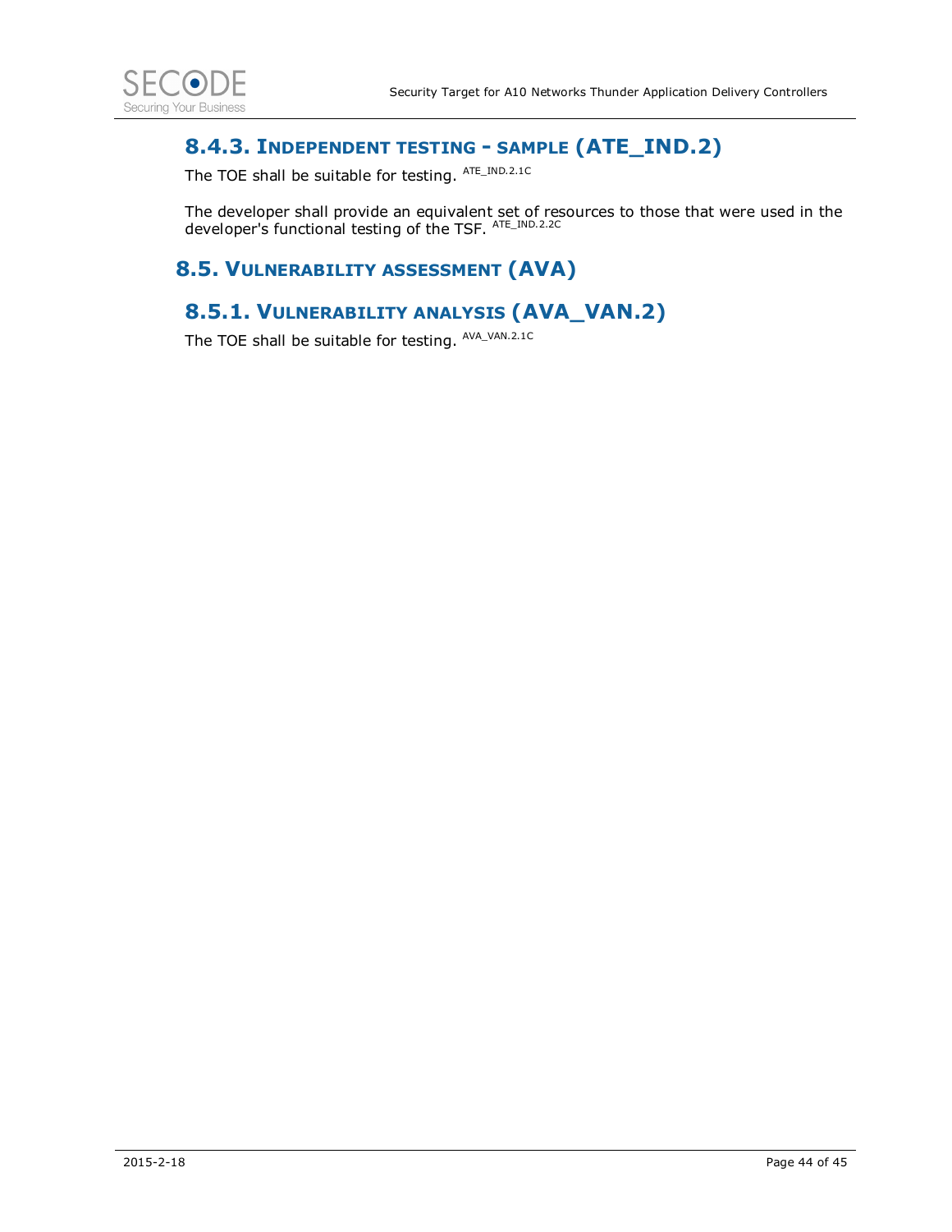### 8.4.3. Independent testing - sample (ATE_IND.2)

The TOE shall be suitable for testing. [ATE_IND.2.1C]

The developer shall provide an equivalent set of resources to those that were used in the developer's functional testing of the TSF. [ATE_IND.2.2C]

## 8.5. Vulnerability assessment (AVA)

### 8.5.1. Vulnerability analysis (AVA_VAN.2)

The TOE shall be suitable for testing. [AVA_VAN.2.1C]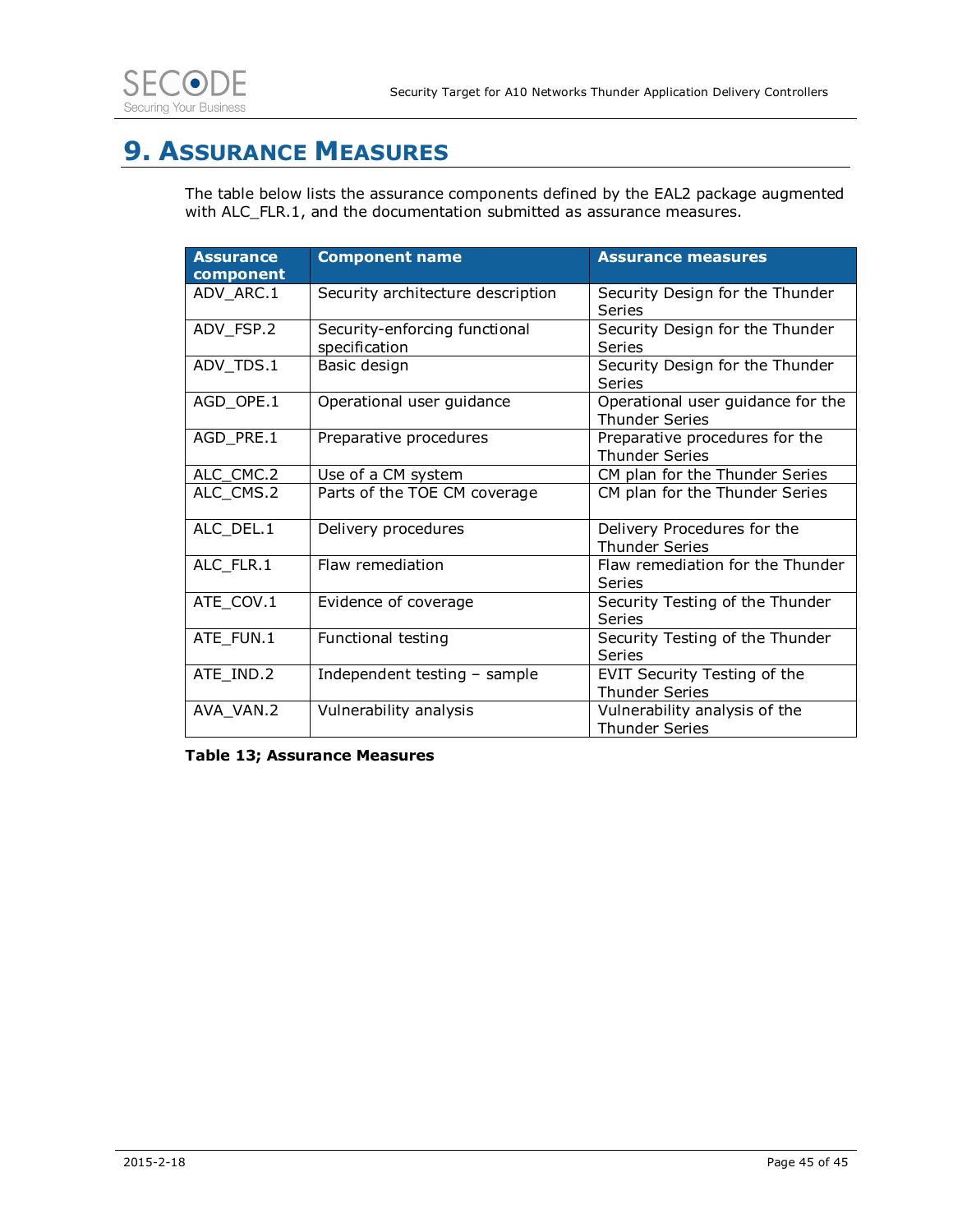# 9. Assurance Measures

The table below lists the assurance components defined by the EAL2 package augmented with ALC_FLR.1, and the documentation submitted as assurance measures.

| Assurance component | Component name | Assurance measures |
|---|---|---|
| ADV_ARC.1 | Security architecture description | Security Design for the Thunder Series |
| ADV_FSP.2 | Security-enforcing functional specification | Security Design for the Thunder Series |
| ADV_TDS.1 | Basic design | Security Design for the Thunder Series |
| AGD_OPE.1 | Operational user guidance | Operational user guidance for the Thunder Series |
| AGD_PRE.1 | Preparative procedures | Preparative procedures for the Thunder Series |
| ALC_CMC.2 | Use of a CM system | CM plan for the Thunder Series |
| ALC_CMS.2 | Parts of the TOE CM coverage | CM plan for the Thunder Series |
| ALC_DEL.1 | Delivery procedures | Delivery Procedures for the Thunder Series |
| ALC_FLR.1 | Flaw remediation | Flaw remediation for the Thunder Series |
| ATE_COV.1 | Evidence of coverage | Security Testing of the Thunder Series |
| ATE_FUN.1 | Functional testing | Security Testing of the Thunder Series |
| ATE_IND.2 | Independent testing – sample | EVIT Security Testing of the Thunder Series |
| AVA_VAN.2 | Vulnerability analysis | Vulnerability analysis of the Thunder Series |

**Table 13; Assurance Measures**